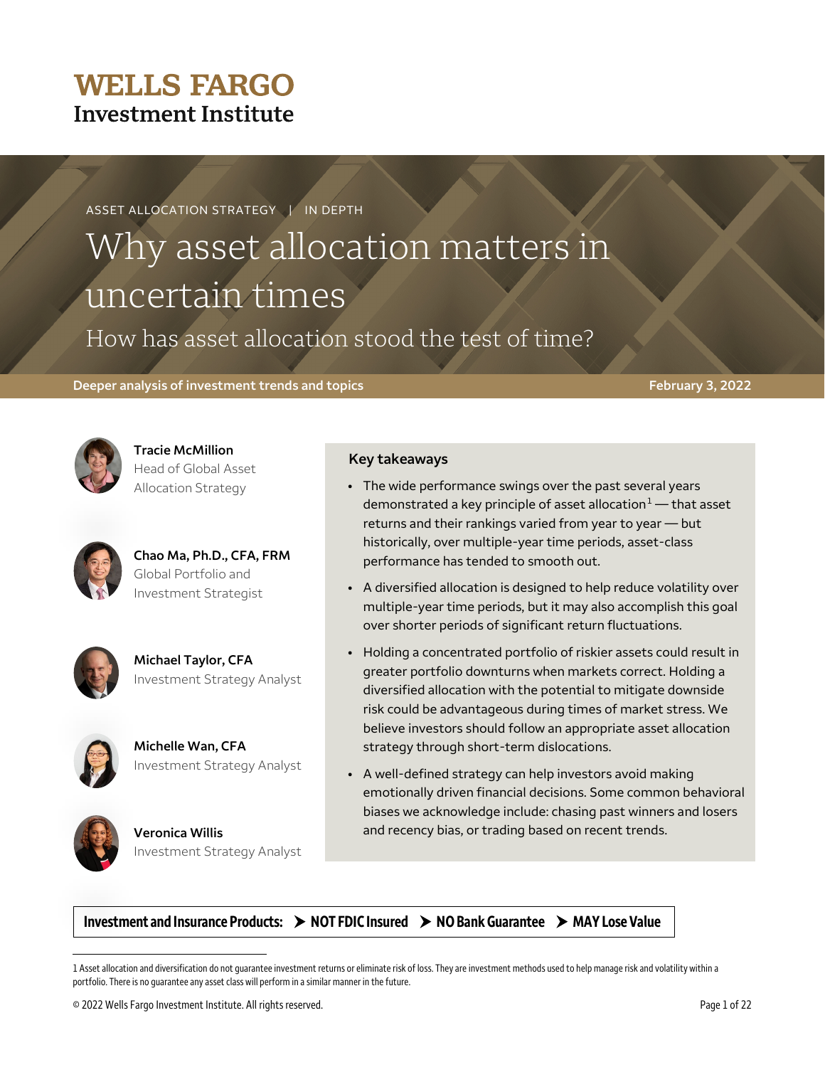# WELLS FARGO Investment Institute

ASSET ALLOCATION STRATEGY | IN DEPTH

# Why asset allocation matters in uncertain times

## How has asset allocation stood the test of time?

**Deeper analysis of investment trends and topics** — **February 3, 2022**

**Tracie McMillion**
Head of Global Asset Allocation Strategy

**Chao Ma, Ph.D., CFA, FRM**
Global Portfolio and Investment Strategist

**Michael Taylor, CFA**
Investment Strategy Analyst

**Michelle Wan, CFA**
Investment Strategy Analyst

**Veronica Willis**
Investment Strategy Analyst

### Key takeaways

- The wide performance swings over the past several years demonstrated a key principle of asset allocation[1] — that asset returns and their rankings varied from year to year — but historically, over multiple-year time periods, asset-class performance has tended to smooth out.
- A diversified allocation is designed to help reduce volatility over multiple-year time periods, but it may also accomplish this goal over shorter periods of significant return fluctuations.
- Holding a concentrated portfolio of riskier assets could result in greater portfolio downturns when markets correct. Holding a diversified allocation with the potential to mitigate downside risk could be advantageous during times of market stress. We believe investors should follow an appropriate asset allocation strategy through short-term dislocations.
- A well-defined strategy can help investors avoid making emotionally driven financial decisions. Some common behavioral biases we acknowledge include: chasing past winners and losers and recency bias, or trading based on recent trends.

**Investment and Insurance Products: ➤ NOT FDIC Insured ➤ NO Bank Guarantee ➤ MAY Lose Value**

1 Asset allocation and diversification do not guarantee investment returns or eliminate risk of loss. They are investment methods used to help manage risk and volatility within a portfolio. There is no guarantee any asset class will perform in a similar manner in the future.

© 2022 Wells Fargo Investment Institute. All rights reserved.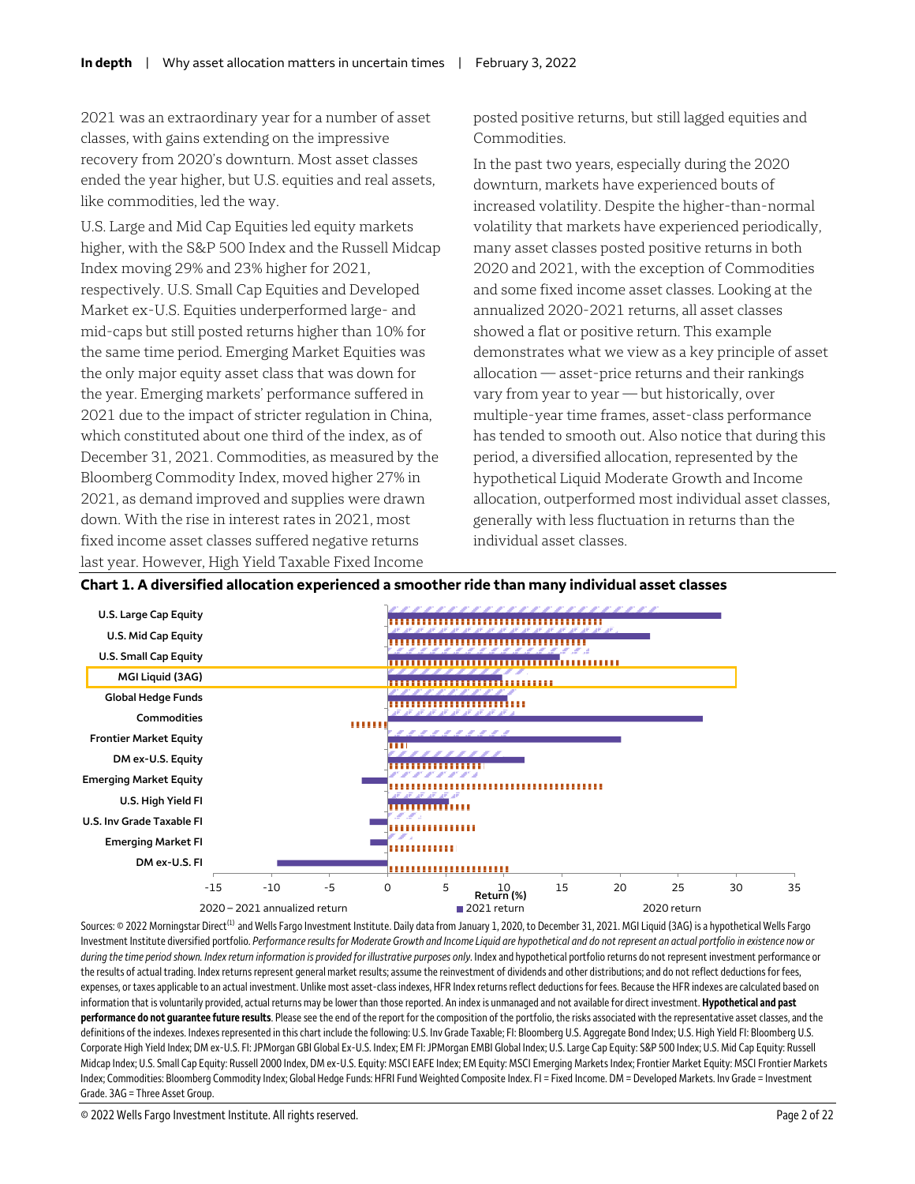2021 was an extraordinary year for a number of asset classes, with gains extending on the impressive recovery from 2020's downturn. Most asset classes ended the year higher, but U.S. equities and real assets, like commodities, led the way.

U.S. Large and Mid Cap Equities led equity markets higher, with the S&P 500 Index and the Russell Midcap Index moving 29% and 23% higher for 2021, respectively. U.S. Small Cap Equities and Developed Market ex-U.S. Equities underperformed large- and mid-caps but still posted returns higher than 10% for the same time period. Emerging Market Equities was the only major equity asset class that was down for the year. Emerging markets' performance suffered in 2021 due to the impact of stricter regulation in China, which constituted about one third of the index, as of December 31, 2021. Commodities, as measured by the Bloomberg Commodity Index, moved higher 27% in 2021, as demand improved and supplies were drawn down. With the rise in interest rates in 2021, most fixed income asset classes suffered negative returns last year. However, High Yield Taxable Fixed Income posted positive returns, but still lagged equities and Commodities.

In the past two years, especially during the 2020 downturn, markets have experienced bouts of increased volatility. Despite the higher-than-normal volatility that markets have experienced periodically, many asset classes posted positive returns in both 2020 and 2021, with the exception of Commodities and some fixed income asset classes. Looking at the annualized 2020-2021 returns, all asset classes showed a flat or positive return. This example demonstrates what we view as a key principle of asset allocation — asset-price returns and their rankings vary from year to year — but historically, over multiple-year time frames, asset-class performance has tended to smooth out. Also notice that during this period, a diversified allocation, represented by the hypothetical Liquid Moderate Growth and Income allocation, outperformed most individual asset classes, generally with less fluctuation in returns than the individual asset classes.

**Chart 1. A diversified allocation experienced a smoother ride than many individual asset classes**

Chart categories: U.S. Large Cap Equity; U.S. Mid Cap Equity; U.S. Small Cap Equity; MGI Liquid (3AG); Global Hedge Funds; Commodities; Frontier Market Equity; DM ex-U.S. Equity; Emerging Market Equity; U.S. High Yield FI; U.S. Inv Grade Taxable FI; Emerging Market FI; DM ex-U.S. FI

Return (%): -15, -10, -5, 0, 5, 10, 15, 20, 25, 30, 35

Legend: 2020 – 2021 annualized return; 2021 return; 2020 return

Sources: © 2022 Morningstar Direct[1] and Wells Fargo Investment Institute. Daily data from January 1, 2020, to December 31, 2021. MGI Liquid (3AG) is a hypothetical Wells Fargo Investment Institute diversified portfolio. *Performance results for Moderate Growth and Income Liquid are hypothetical and do not represent an actual portfolio in existence now or during the time period shown. Index return information is provided for illustrative purposes only.* Index and hypothetical portfolio returns do not represent investment performance or the results of actual trading. Index returns represent general market results; assume the reinvestment of dividends and other distributions; and do not reflect deductions for fees, expenses, or taxes applicable to an actual investment. Unlike most asset-class indexes, HFR Index returns reflect deductions for fees. Because the HFR indexes are calculated based on information that is voluntarily provided, actual returns may be lower than those reported. An index is unmanaged and not available for direct investment. **Hypothetical and past performance do not guarantee future results**. Please see the end of the report for the composition of the portfolio, the risks associated with the representative asset classes, and the definitions of the indexes. Indexes represented in this chart include the following: U.S. Inv Grade Taxable; FI: Bloomberg U.S. Aggregate Bond Index; U.S. High Yield FI: Bloomberg U.S. Corporate High Yield Index; DM ex-U.S. FI: JPMorgan GBI Global Ex-U.S. Index; EM FI: JPMorgan EMBI Global Index; U.S. Large Cap Equity: S&P 500 Index; U.S. Mid Cap Equity: Russell Midcap Index; U.S. Small Cap Equity: Russell 2000 Index, DM ex-U.S. Equity: MSCI EAFE Index; EM Equity: MSCI Emerging Markets Index; Frontier Market Equity: MSCI Frontier Markets Index; Commodities: Bloomberg Commodity Index; Global Hedge Funds: HFRI Fund Weighted Composite Index. FI = Fixed Income. DM = Developed Markets. Inv Grade = Investment Grade. 3AG = Three Asset Group.

© 2022 Wells Fargo Investment Institute. All rights reserved.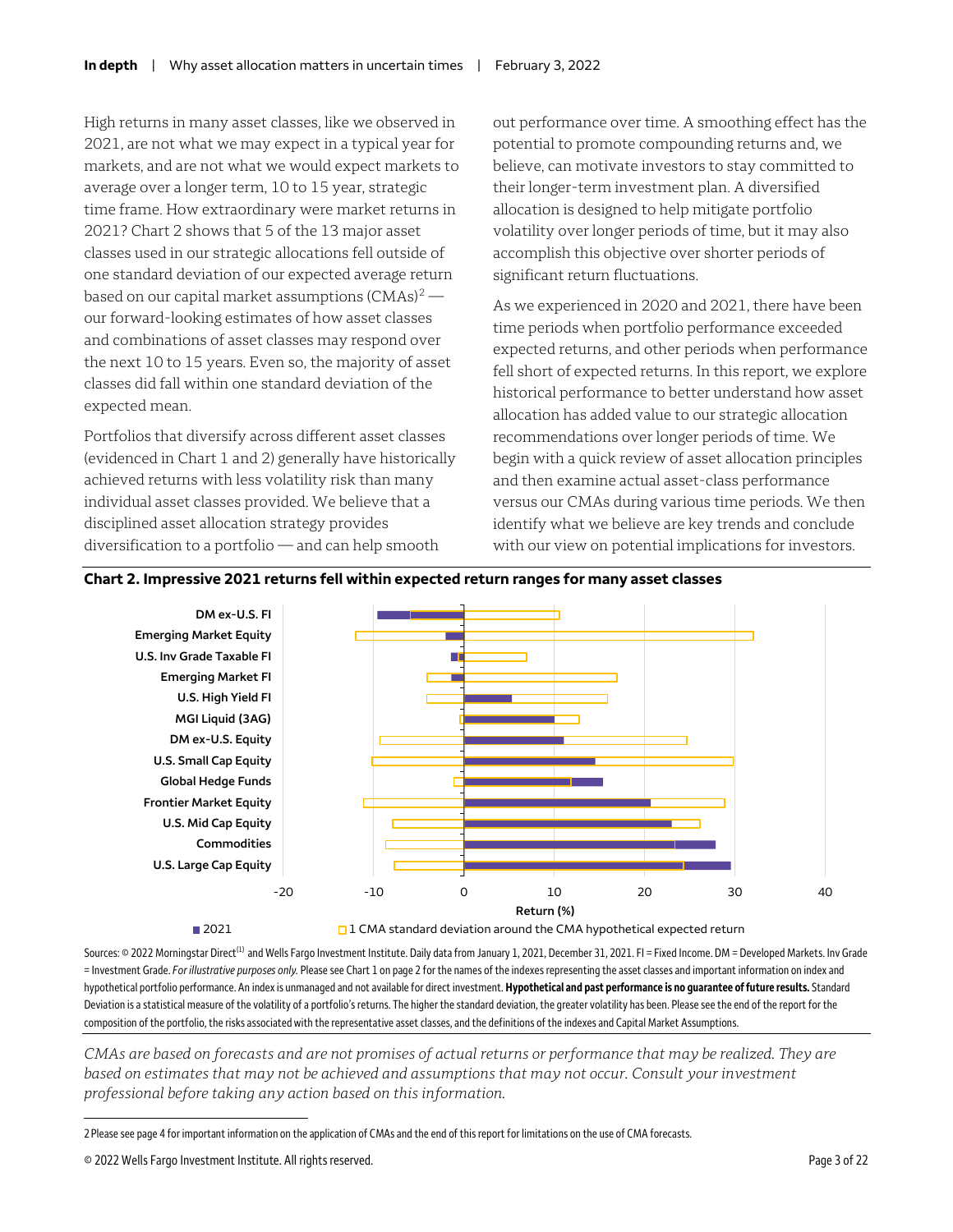High returns in many asset classes, like we observed in 2021, are not what we may expect in a typical year for markets, and are not what we would expect markets to average over a longer term, 10 to 15 year, strategic time frame. How extraordinary were market returns in 2021? Chart 2 shows that 5 of the 13 major asset classes used in our strategic allocations fell outside of one standard deviation of our expected average return based on our capital market assumptions (CMAs)[2] — our forward-looking estimates of how asset classes and combinations of asset classes may respond over the next 10 to 15 years. Even so, the majority of asset classes did fall within one standard deviation of the expected mean.

Portfolios that diversify across different asset classes (evidenced in Chart 1 and 2) generally have historically achieved returns with less volatility risk than many individual asset classes provided. We believe that a disciplined asset allocation strategy provides diversification to a portfolio — and can help smooth out performance over time. A smoothing effect has the potential to promote compounding returns and, we believe, can motivate investors to stay committed to their longer-term investment plan. A diversified allocation is designed to help mitigate portfolio volatility over longer periods of time, but it may also accomplish this objective over shorter periods of significant return fluctuations.

As we experienced in 2020 and 2021, there have been time periods when portfolio performance exceeded expected returns, and other periods when performance fell short of expected returns. In this report, we explore historical performance to better understand how asset allocation has added value to our strategic allocation recommendations over longer periods of time. We begin with a quick review of asset allocation principles and then examine actual asset-class performance versus our CMAs during various time periods. We then identify what we believe are key trends and conclude with our view on potential implications for investors.

**Chart 2. Impressive 2021 returns fell within expected return ranges for many asset classes**

Asset classes: DM ex-U.S. FI; Emerging Market Equity; U.S. Inv Grade Taxable FI; Emerging Market FI; U.S. High Yield FI; MGI Liquid (3AG); DM ex-U.S. Equity; U.S. Small Cap Equity; Global Hedge Funds; Frontier Market Equity; U.S. Mid Cap Equity; Commodities; U.S. Large Cap Equity

Return (%): -20, -10, 0, 10, 20, 30, 40

■ 2021  □ 1 CMA standard deviation around the CMA hypothetical expected return

Sources: © 2022 Morningstar Direct[1] and Wells Fargo Investment Institute. Daily data from January 1, 2021, December 31, 2021. FI = Fixed Income. DM = Developed Markets. Inv Grade = Investment Grade. *For illustrative purposes only.* Please see Chart 1 on page 2 for the names of the indexes representing the asset classes and important information on index and hypothetical portfolio performance. An index is unmanaged and not available for direct investment. **Hypothetical and past performance is no guarantee of future results.** Standard Deviation is a statistical measure of the volatility of a portfolio's returns. The higher the standard deviation, the greater volatility has been. Please see the end of the report for the composition of the portfolio, the risks associated with the representative asset classes, and the definitions of the indexes and Capital Market Assumptions.

*CMAs are based on forecasts and are not promises of actual returns or performance that may be realized. They are based on estimates that may not be achieved and assumptions that may not occur. Consult your investment professional before taking any action based on this information.*

---

2 Please see page 4 for important information on the application of CMAs and the end of this report for limitations on the use of CMA forecasts.

© 2022 Wells Fargo Investment Institute. All rights reserved.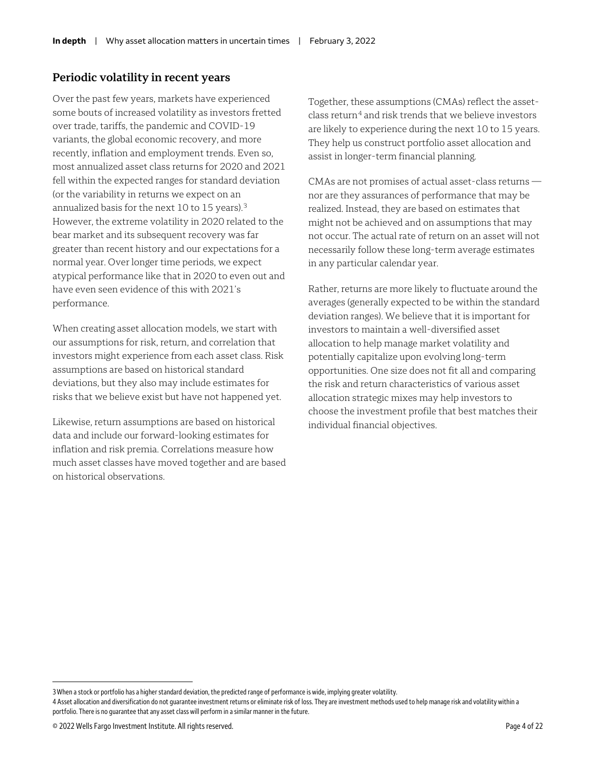## Periodic volatility in recent years

Over the past few years, markets have experienced some bouts of increased volatility as investors fretted over trade, tariffs, the pandemic and COVID-19 variants, the global economic recovery, and more recently, inflation and employment trends. Even so, most annualized asset class returns for 2020 and 2021 fell within the expected ranges for standard deviation (or the variability in returns we expect on an annualized basis for the next 10 to 15 years).[3] However, the extreme volatility in 2020 related to the bear market and its subsequent recovery was far greater than recent history and our expectations for a normal year. Over longer time periods, we expect atypical performance like that in 2020 to even out and have even seen evidence of this with 2021's performance.

When creating asset allocation models, we start with our assumptions for risk, return, and correlation that investors might experience from each asset class. Risk assumptions are based on historical standard deviations, but they also may include estimates for risks that we believe exist but have not happened yet.

Likewise, return assumptions are based on historical data and include our forward-looking estimates for inflation and risk premia. Correlations measure how much asset classes have moved together and are based on historical observations.

Together, these assumptions (CMAs) reflect the asset-class return[4] and risk trends that we believe investors are likely to experience during the next 10 to 15 years. They help us construct portfolio asset allocation and assist in longer-term financial planning.

CMAs are not promises of actual asset-class returns — nor are they assurances of performance that may be realized. Instead, they are based on estimates that might not be achieved and on assumptions that may not occur. The actual rate of return on an asset will not necessarily follow these long-term average estimates in any particular calendar year.

Rather, returns are more likely to fluctuate around the averages (generally expected to be within the standard deviation ranges). We believe that it is important for investors to maintain a well-diversified asset allocation to help manage market volatility and potentially capitalize upon evolving long-term opportunities. One size does not fit all and comparing the risk and return characteristics of various asset allocation strategic mixes may help investors to choose the investment profile that best matches their individual financial objectives.

---

3 When a stock or portfolio has a higher standard deviation, the predicted range of performance is wide, implying greater volatility.

4 Asset allocation and diversification do not guarantee investment returns or eliminate risk of loss. They are investment methods used to help manage risk and volatility within a portfolio. There is no guarantee that any asset class will perform in a similar manner in the future.

© 2022 Wells Fargo Investment Institute. All rights reserved.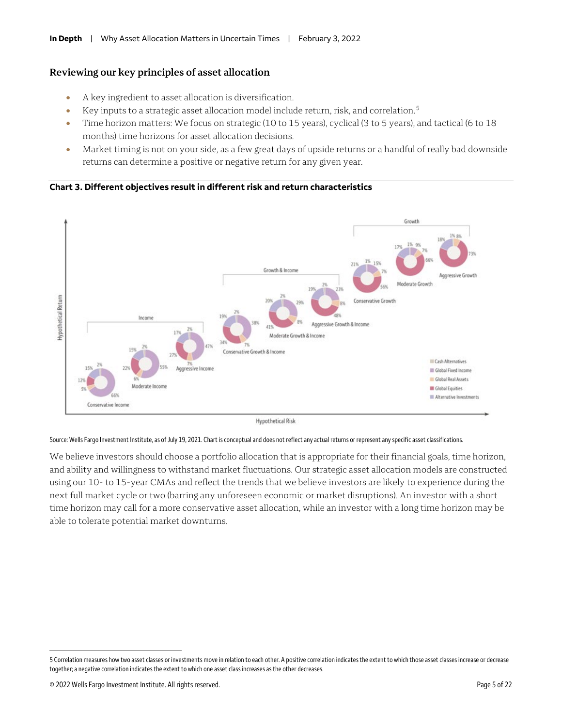## Reviewing our key principles of asset allocation

- A key ingredient to asset allocation is diversification.
- Key inputs to a strategic asset allocation model include return, risk, and correlation.[5]
- Time horizon matters: We focus on strategic (10 to 15 years), cyclical (3 to 5 years), and tactical (6 to 18 months) time horizons for asset allocation decisions.
- Market timing is not on your side, as a few great days of upside returns or a handful of really bad downside returns can determine a positive or negative return for any given year.

**Chart 3. Different objectives result in different risk and return characteristics**

Source: Wells Fargo Investment Institute, as of July 19, 2021. Chart is conceptual and does not reflect any actual returns or represent any specific asset classifications.

We believe investors should choose a portfolio allocation that is appropriate for their financial goals, time horizon, and ability and willingness to withstand market fluctuations. Our strategic asset allocation models are constructed using our 10- to 15-year CMAs and reflect the trends that we believe investors are likely to experience during the next full market cycle or two (barring any unforeseen economic or market disruptions). An investor with a short time horizon may call for a more conservative asset allocation, while an investor with a long time horizon may be able to tolerate potential market downturns.

---

5 Correlation measures how two asset classes or investments move in relation to each other. A positive correlation indicates the extent to which those asset classes increase or decrease together; a negative correlation indicates the extent to which one asset class increases as the other decreases.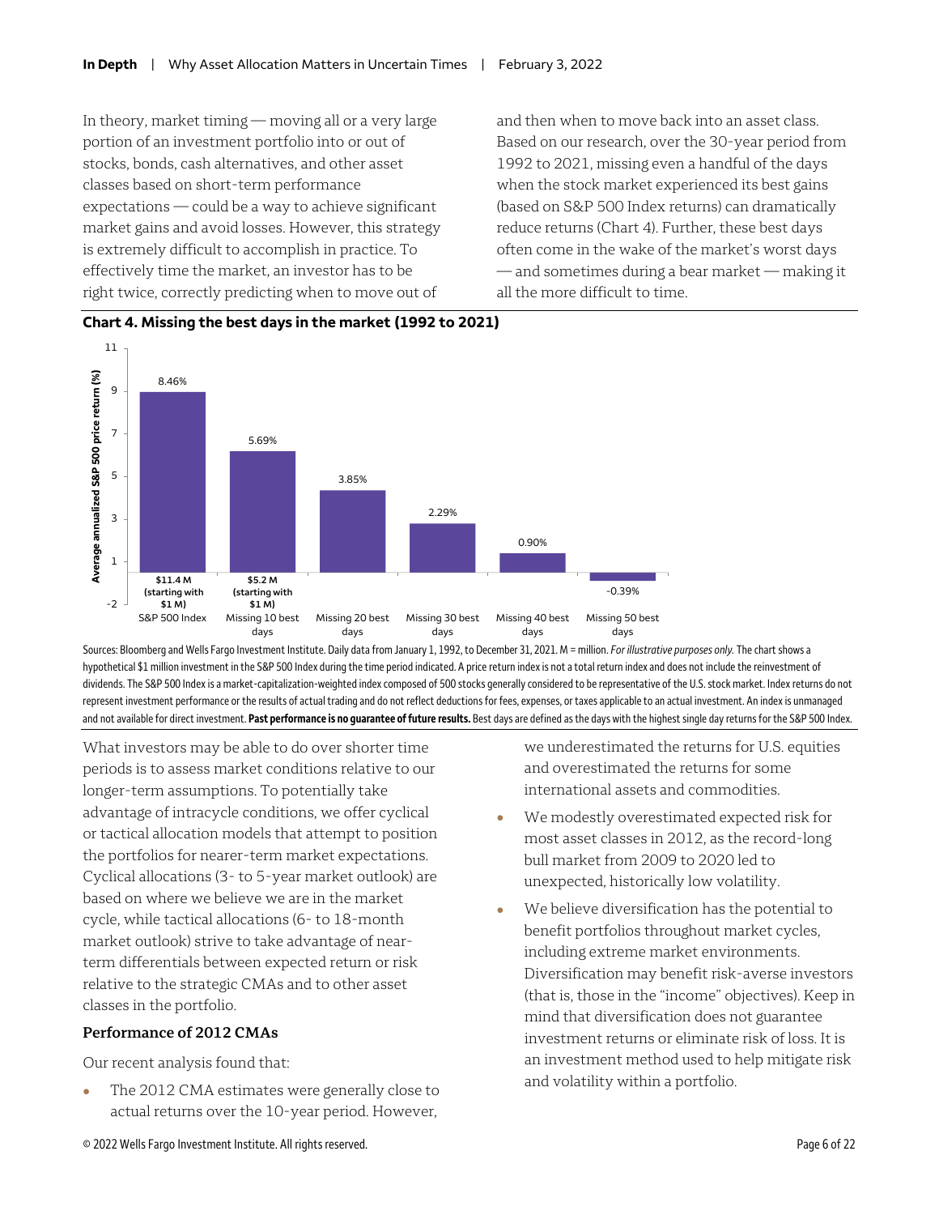In theory, market timing — moving all or a very large portion of an investment portfolio into or out of stocks, bonds, cash alternatives, and other asset classes based on short-term performance expectations — could be a way to achieve significant market gains and avoid losses. However, this strategy is extremely difficult to accomplish in practice. To effectively time the market, an investor has to be right twice, correctly predicting when to move out of and then when to move back into an asset class. Based on our research, over the 30-year period from 1992 to 2021, missing even a handful of the days when the stock market experienced its best gains (based on S&P 500 Index returns) can dramatically reduce returns (Chart 4). Further, these best days often come in the wake of the market's worst days — and sometimes during a bear market — making it all the more difficult to time.

**Chart 4. Missing the best days in the market (1992 to 2021)**

| | Average annualized S&P 500 price return (%) | |
|---|---|---|
| S&P 500 Index | 8.46% | $11.4 M (starting with $1 M) |
| Missing 10 best days | 5.69% | $5.2 M (starting with $1 M) |
| Missing 20 best days | 3.85% | |
| Missing 30 best days | 2.29% | |
| Missing 40 best days | 0.90% | |
| Missing 50 best days | -0.39% | |

Sources: Bloomberg and Wells Fargo Investment Institute. Daily data from January 1, 1992, to December 31, 2021. M = million. *For illustrative purposes only.* The chart shows a hypothetical $1 million investment in the S&P 500 Index during the time period indicated. A price return index is not a total return index and does not include the reinvestment of dividends. The S&P 500 Index is a market-capitalization-weighted index composed of 500 stocks generally considered to be representative of the U.S. stock market. Index returns do not represent investment performance or the results of actual trading and do not reflect deductions for fees, expenses, or taxes applicable to an actual investment. An index is unmanaged and not available for direct investment. **Past performance is no guarantee of future results.** Best days are defined as the days with the highest single day returns for the S&P 500 Index.

What investors may be able to do over shorter time periods is to assess market conditions relative to our longer-term assumptions. To potentially take advantage of intracycle conditions, we offer cyclical or tactical allocation models that attempt to position the portfolios for nearer-term market expectations. Cyclical allocations (3- to 5-year market outlook) are based on where we believe we are in the market cycle, while tactical allocations (6- to 18-month market outlook) strive to take advantage of near-term differentials between expected return or risk relative to the strategic CMAs and to other asset classes in the portfolio.

### Performance of 2012 CMAs

Our recent analysis found that:

- The 2012 CMA estimates were generally close to actual returns over the 10-year period. However, we underestimated the returns for U.S. equities and overestimated the returns for some international assets and commodities.
- We modestly overestimated expected risk for most asset classes in 2012, as the record-long bull market from 2009 to 2020 led to unexpected, historically low volatility.
- We believe diversification has the potential to benefit portfolios throughout market cycles, including extreme market environments. Diversification may benefit risk-averse investors (that is, those in the "income" objectives). Keep in mind that diversification does not guarantee investment returns or eliminate risk of loss. It is an investment method used to help mitigate risk and volatility within a portfolio.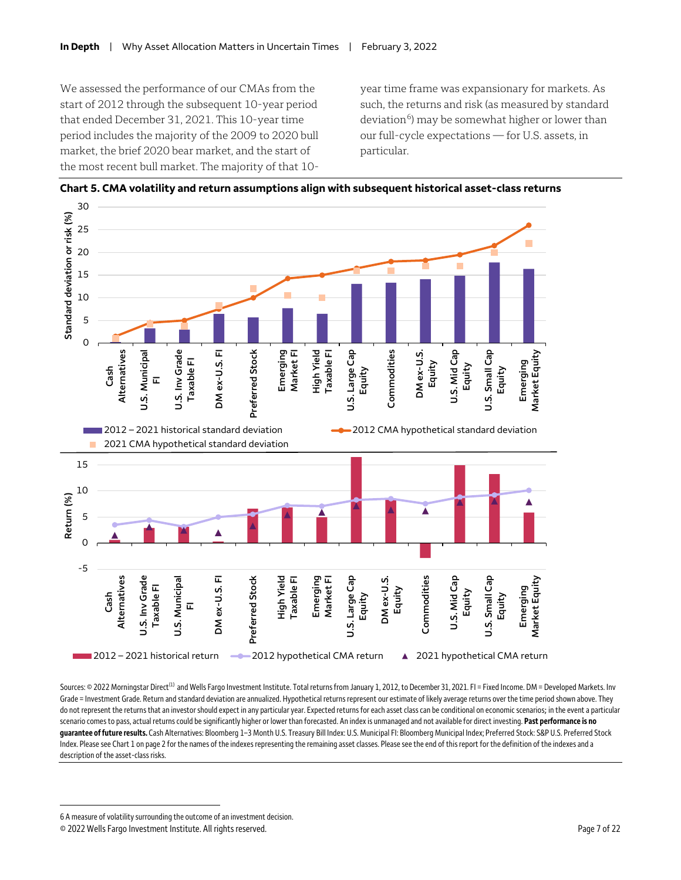We assessed the performance of our CMAs from the start of 2012 through the subsequent 10-year period that ended December 31, 2021. This 10-year time period includes the majority of the 2009 to 2020 bull market, the brief 2020 bear market, and the start of the most recent bull market. The majority of that 10-year time frame was expansionary for markets. As such, the returns and risk (as measured by standard deviation[6]) may be somewhat higher or lower than our full-cycle expectations — for U.S. assets, in particular.

**Chart 5. CMA volatility and return assumptions align with subsequent historical asset-class returns**

Sources: © 2022 Morningstar Direct[1] and Wells Fargo Investment Institute. Total returns from January 1, 2012, to December 31, 2021. FI = Fixed Income. DM = Developed Markets. Inv Grade = Investment Grade. Return and standard deviation are annualized. Hypothetical returns represent our estimate of likely average returns over the time period shown above. They do not represent the returns that an investor should expect in any particular year. Expected returns for each asset class can be conditional on economic scenarios; in the event a particular scenario comes to pass, actual returns could be significantly higher or lower than forecasted. An index is unmanaged and not available for direct investing. **Past performance is no guarantee of future results.** Cash Alternatives: Bloomberg 1–3 Month U.S. Treasury Bill Index: U.S. Municipal FI: Bloomberg Municipal Index; Preferred Stock: S&P U.S. Preferred Stock Index. Please see Chart 1 on page 2 for the names of the indexes representing the remaining asset classes. Please see the end of this report for the definition of the indexes and a description of the asset-class risks.

6 A measure of volatility surrounding the outcome of an investment decision.

© 2022 Wells Fargo Investment Institute. All rights reserved.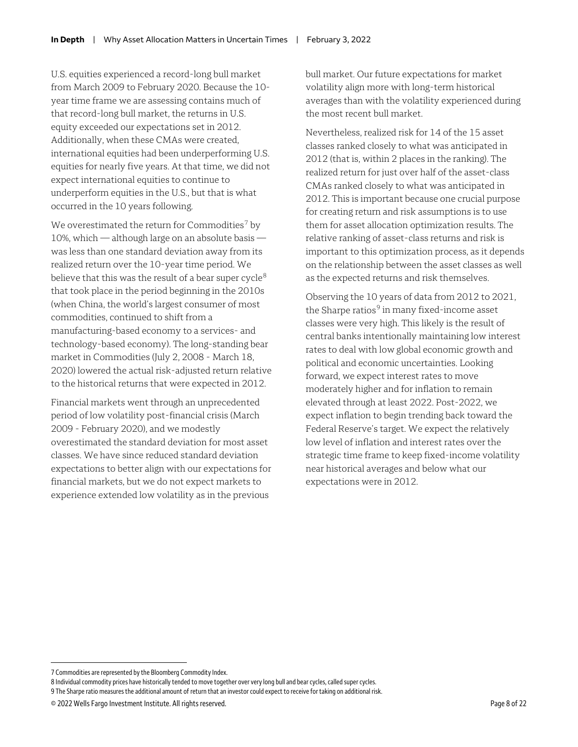U.S. equities experienced a record-long bull market from March 2009 to February 2020. Because the 10-year time frame we are assessing contains much of that record-long bull market, the returns in U.S. equity exceeded our expectations set in 2012. Additionally, when these CMAs were created, international equities had been underperforming U.S. equities for nearly five years. At that time, we did not expect international equities to continue to underperform equities in the U.S., but that is what occurred in the 10 years following.

We overestimated the return for Commodities[7] by 10%, which — although large on an absolute basis — was less than one standard deviation away from its realized return over the 10-year time period. We believe that this was the result of a bear super cycle[8] that took place in the period beginning in the 2010s (when China, the world's largest consumer of most commodities, continued to shift from a manufacturing-based economy to a services- and technology-based economy). The long-standing bear market in Commodities (July 2, 2008 - March 18, 2020) lowered the actual risk-adjusted return relative to the historical returns that were expected in 2012.

Financial markets went through an unprecedented period of low volatility post-financial crisis (March 2009 - February 2020), and we modestly overestimated the standard deviation for most asset classes. We have since reduced standard deviation expectations to better align with our expectations for financial markets, but we do not expect markets to experience extended low volatility as in the previous bull market. Our future expectations for market volatility align more with long-term historical averages than with the volatility experienced during the most recent bull market.

Nevertheless, realized risk for 14 of the 15 asset classes ranked closely to what was anticipated in 2012 (that is, within 2 places in the ranking). The realized return for just over half of the asset-class CMAs ranked closely to what was anticipated in 2012. This is important because one crucial purpose for creating return and risk assumptions is to use them for asset allocation optimization results. The relative ranking of asset-class returns and risk is important to this optimization process, as it depends on the relationship between the asset classes as well as the expected returns and risk themselves.

Observing the 10 years of data from 2012 to 2021, the Sharpe ratios[9] in many fixed-income asset classes were very high. This likely is the result of central banks intentionally maintaining low interest rates to deal with low global economic growth and political and economic uncertainties. Looking forward, we expect interest rates to move moderately higher and for inflation to remain elevated through at least 2022. Post-2022, we expect inflation to begin trending back toward the Federal Reserve's target. We expect the relatively low level of inflation and interest rates over the strategic time frame to keep fixed-income volatility near historical averages and below what our expectations were in 2012.

---

7 Commodities are represented by the Bloomberg Commodity Index.

8 Individual commodity prices have historically tended to move together over very long bull and bear cycles, called super cycles.

9 The Sharpe ratio measures the additional amount of return that an investor could expect to receive for taking on additional risk.

© 2022 Wells Fargo Investment Institute. All rights reserved.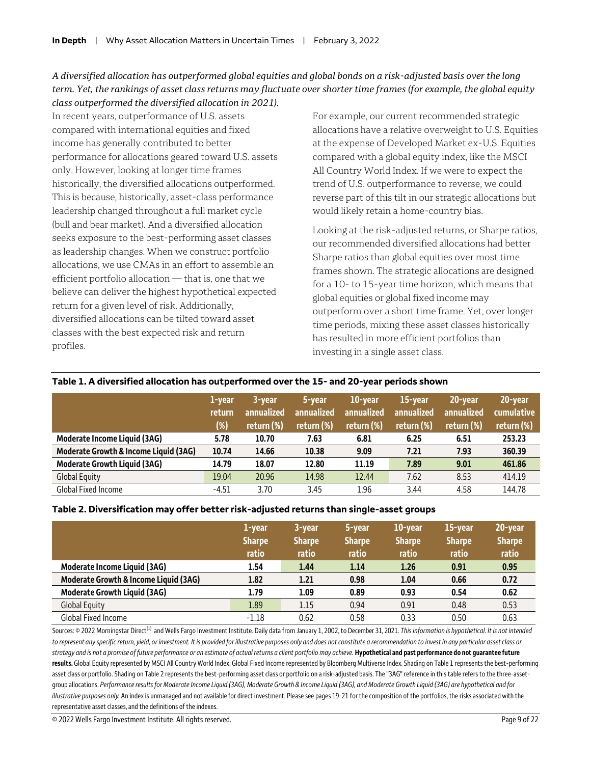*A diversified allocation has outperformed global equities and global bonds on a risk-adjusted basis over the long term. Yet, the rankings of asset class returns may fluctuate over shorter time frames (for example, the global equity class outperformed the diversified allocation in 2021).*

In recent years, outperformance of U.S. assets compared with international equities and fixed income has generally contributed to better performance for allocations geared toward U.S. assets only. However, looking at longer time frames historically, the diversified allocations outperformed. This is because, historically, asset-class performance leadership changed throughout a full market cycle (bull and bear market). And a diversified allocation seeks exposure to the best-performing asset classes as leadership changes. When we construct portfolio allocations, we use CMAs in an effort to assemble an efficient portfolio allocation — that is, one that we believe can deliver the highest hypothetical expected return for a given level of risk. Additionally, diversified allocations can be tilted toward asset classes with the best expected risk and return profiles.

For example, our current recommended strategic allocations have a relative overweight to U.S. Equities at the expense of Developed Market ex-U.S. Equities compared with a global equity index, like the MSCI All Country World Index. If we were to expect the trend of U.S. outperformance to reverse, we could reverse part of this tilt in our strategic allocations but would likely retain a home-country bias.

Looking at the risk-adjusted returns, or Sharpe ratios, our recommended diversified allocations had better Sharpe ratios than global equities over most time frames shown. The strategic allocations are designed for a 10- to 15-year time horizon, which means that global equities or global fixed income may outperform over a short time frame. Yet, over longer time periods, mixing these asset classes historically has resulted in more efficient portfolios than investing in a single asset class.

**Table 1. A diversified allocation has outperformed over the 15- and 20-year periods shown**

| | 1-year return (%) | 3-year annualized return (%) | 5-year annualized return (%) | 10-year annualized return (%) | 15-year annualized return (%) | 20-year annualized return (%) | 20-year cumulative return (%) |
|---|---|---|---|---|---|---|---|
| **Moderate Income Liquid (3AG)** | **5.78** | **10.70** | **7.63** | **6.81** | **6.25** | **6.51** | **253.23** |
| **Moderate Growth & Income Liquid (3AG)** | **10.74** | **14.66** | **10.38** | **9.09** | **7.21** | **7.93** | **360.39** |
| **Moderate Growth Liquid (3AG)** | **14.79** | **18.07** | **12.80** | **11.19** | **7.89** | **9.01** | **461.86** |
| Global Equity | 19.04 | 20.96 | 14.98 | 12.44 | 7.62 | 8.53 | 414.19 |
| Global Fixed Income | -4.51 | 3.70 | 3.45 | 1.96 | 3.44 | 4.58 | 144.78 |

**Table 2. Diversification may offer better risk-adjusted returns than single-asset groups**

| | 1-year Sharpe ratio | 3-year Sharpe ratio | 5-year Sharpe ratio | 10-year Sharpe ratio | 15-year Sharpe ratio | 20-year Sharpe ratio |
|---|---|---|---|---|---|---|
| **Moderate Income Liquid (3AG)** | **1.54** | **1.44** | **1.14** | **1.26** | **0.91** | **0.95** |
| **Moderate Growth & Income Liquid (3AG)** | **1.82** | **1.21** | **0.98** | **1.04** | **0.66** | **0.72** |
| **Moderate Growth Liquid (3AG)** | **1.79** | **1.09** | **0.89** | **0.93** | **0.54** | **0.62** |
| Global Equity | 1.89 | 1.15 | 0.94 | 0.91 | 0.48 | 0.53 |
| Global Fixed Income | -1.18 | 0.62 | 0.58 | 0.33 | 0.50 | 0.63 |

Sources: © 2022 Morningstar Direct[1] and Wells Fargo Investment Institute. Daily data from January 1, 2002, to December 31, 2021. *This information is hypothetical. It is not intended to represent any specific return, yield, or investment. It is provided for illustrative purposes only and does not constitute a recommendation to invest in any particular asset class or strategy and is not a promise of future performance or an estimate of actual returns a client portfolio may achieve.* **Hypothetical and past performance do not guarantee future results.** Global Equity represented by MSCI All Country World Index. Global Fixed Income represented by Bloomberg Multiverse Index. Shading on Table 1 represents the best-performing asset class or portfolio. Shading on Table 2 represents the best-performing asset class or portfolio on a risk-adjusted basis. The "3AG" reference in this table refers to the three-asset-group allocations. *Performance results for Moderate Income Liquid (3AG), Moderate Growth & Income Liquid (3AG), and Moderate Growth Liquid (3AG) are hypothetical and for illustrative purposes only.* An index is unmanaged and not available for direct investment. Please see pages 19-21 for the composition of the portfolios, the risks associated with the representative asset classes, and the definitions of the indexes.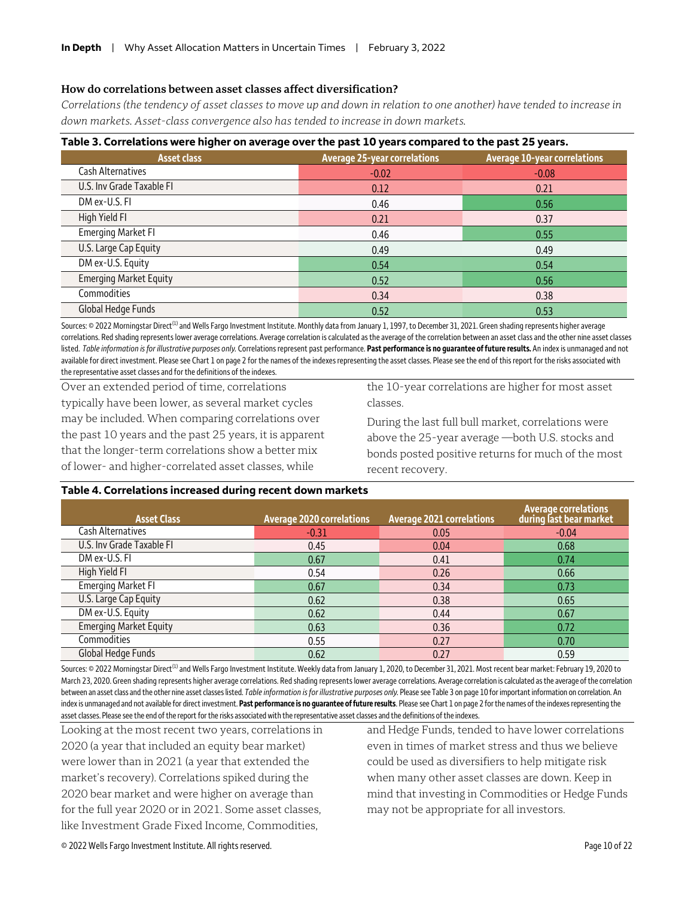### How do correlations between asset classes affect diversification?

*Correlations (the tendency of asset classes to move up and down in relation to one another) have tended to increase in down markets. Asset-class convergence also has tended to increase in down markets.*

**Table 3. Correlations were higher on average over the past 10 years compared to the past 25 years.**

| Asset class | Average 25-year correlations | Average 10-year correlations |
|---|---|---|
| Cash Alternatives | -0.02 | -0.08 |
| U.S. Inv Grade Taxable FI | 0.12 | 0.21 |
| DM ex-U.S. FI | 0.46 | 0.56 |
| High Yield FI | 0.21 | 0.37 |
| Emerging Market FI | 0.46 | 0.55 |
| U.S. Large Cap Equity | 0.49 | 0.49 |
| DM ex-U.S. Equity | 0.54 | 0.54 |
| Emerging Market Equity | 0.52 | 0.56 |
| Commodities | 0.34 | 0.38 |
| Global Hedge Funds | 0.52 | 0.53 |

Sources: © 2022 Morningstar Direct[1] and Wells Fargo Investment Institute. Monthly data from January 1, 1997, to December 31, 2021. Green shading represents higher average correlations. Red shading represents lower average correlations. Average correlation is calculated as the average of the correlation between an asset class and the other nine asset classes listed. *Table information is for illustrative purposes only.* Correlations represent past performance. **Past performance is no guarantee of future results.** An index is unmanaged and not available for direct investment. Please see Chart 1 on page 2 for the names of the indexes representing the asset classes. Please see the end of this report for the risks associated with the representative asset classes and for the definitions of the indexes.

Over an extended period of time, correlations typically have been lower, as several market cycles may be included. When comparing correlations over the past 10 years and the past 25 years, it is apparent that the longer-term correlations show a better mix of lower- and higher-correlated asset classes, while the 10-year correlations are higher for most asset classes.

During the last full bull market, correlations were above the 25-year average —both U.S. stocks and bonds posted positive returns for much of the most recent recovery.

**Table 4. Correlations increased during recent down markets**

| Asset Class | Average 2020 correlations | Average 2021 correlations | Average correlations during last bear market |
|---|---|---|---|
| Cash Alternatives | -0.31 | 0.05 | -0.04 |
| U.S. Inv Grade Taxable FI | 0.45 | 0.04 | 0.68 |
| DM ex-U.S. FI | 0.67 | 0.41 | 0.74 |
| High Yield FI | 0.54 | 0.26 | 0.66 |
| Emerging Market FI | 0.67 | 0.34 | 0.73 |
| U.S. Large Cap Equity | 0.62 | 0.38 | 0.65 |
| DM ex-U.S. Equity | 0.62 | 0.44 | 0.67 |
| Emerging Market Equity | 0.63 | 0.36 | 0.72 |
| Commodities | 0.55 | 0.27 | 0.70 |
| Global Hedge Funds | 0.62 | 0.27 | 0.59 |

Sources: © 2022 Morningstar Direct[1] and Wells Fargo Investment Institute. Weekly data from January 1, 2020, to December 31, 2021. Most recent bear market: February 19, 2020 to March 23, 2020. Green shading represents higher average correlations. Red shading represents lower average correlations. Average correlation is calculated as the average of the correlation between an asset class and the other nine asset classes listed. *Table information is for illustrative purposes only.* Please see Table 3 on page 10 for important information on correlation. An index is unmanaged and not available for direct investment. **Past performance is no guarantee of future results**. Please see Chart 1 on page 2 for the names of the indexes representing the asset classes. Please see the end of the report for the risks associated with the representative asset classes and the definitions of the indexes.

Looking at the most recent two years, correlations in 2020 (a year that included an equity bear market) were lower than in 2021 (a year that extended the market's recovery). Correlations spiked during the 2020 bear market and were higher on average than for the full year 2020 or in 2021. Some asset classes, like Investment Grade Fixed Income, Commodities, and Hedge Funds, tended to have lower correlations even in times of market stress and thus we believe could be used as diversifiers to help mitigate risk when many other asset classes are down. Keep in mind that investing in Commodities or Hedge Funds may not be appropriate for all investors.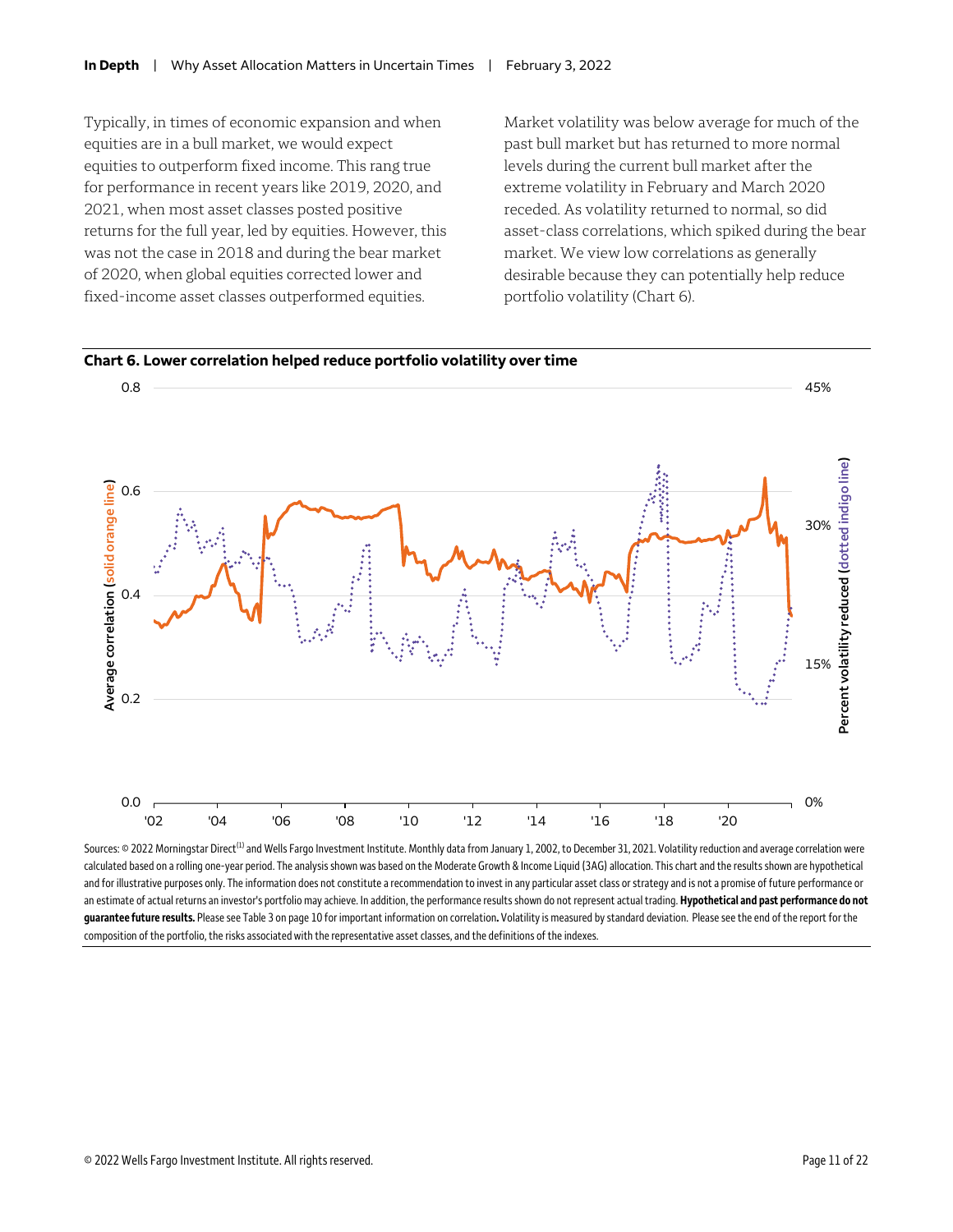Typically, in times of economic expansion and when equities are in a bull market, we would expect equities to outperform fixed income. This rang true for performance in recent years like 2019, 2020, and 2021, when most asset classes posted positive returns for the full year, led by equities. However, this was not the case in 2018 and during the bear market of 2020, when global equities corrected lower and fixed-income asset classes outperformed equities.

Market volatility was below average for much of the past bull market but has returned to more normal levels during the current bull market after the extreme volatility in February and March 2020 receded. As volatility returned to normal, so did asset-class correlations, which spiked during the bear market. We view low correlations as generally desirable because they can potentially help reduce portfolio volatility (Chart 6).

**Chart 6. Lower correlation helped reduce portfolio volatility over time**

Sources: © 2022 Morningstar Direct[1] and Wells Fargo Investment Institute. Monthly data from January 1, 2002, to December 31, 2021. Volatility reduction and average correlation were calculated based on a rolling one-year period. The analysis shown was based on the Moderate Growth & Income Liquid (3AG) allocation. This chart and the results shown are hypothetical and for illustrative purposes only. The information does not constitute a recommendation to invest in any particular asset class or strategy and is not a promise of future performance or an estimate of actual returns an investor's portfolio may achieve. In addition, the performance results shown do not represent actual trading. **Hypothetical and past performance do not guarantee future results.** Please see Table 3 on page 10 for important information on correlation**.** Volatility is measured by standard deviation. Please see the end of the report for the composition of the portfolio, the risks associated with the representative asset classes, and the definitions of the indexes.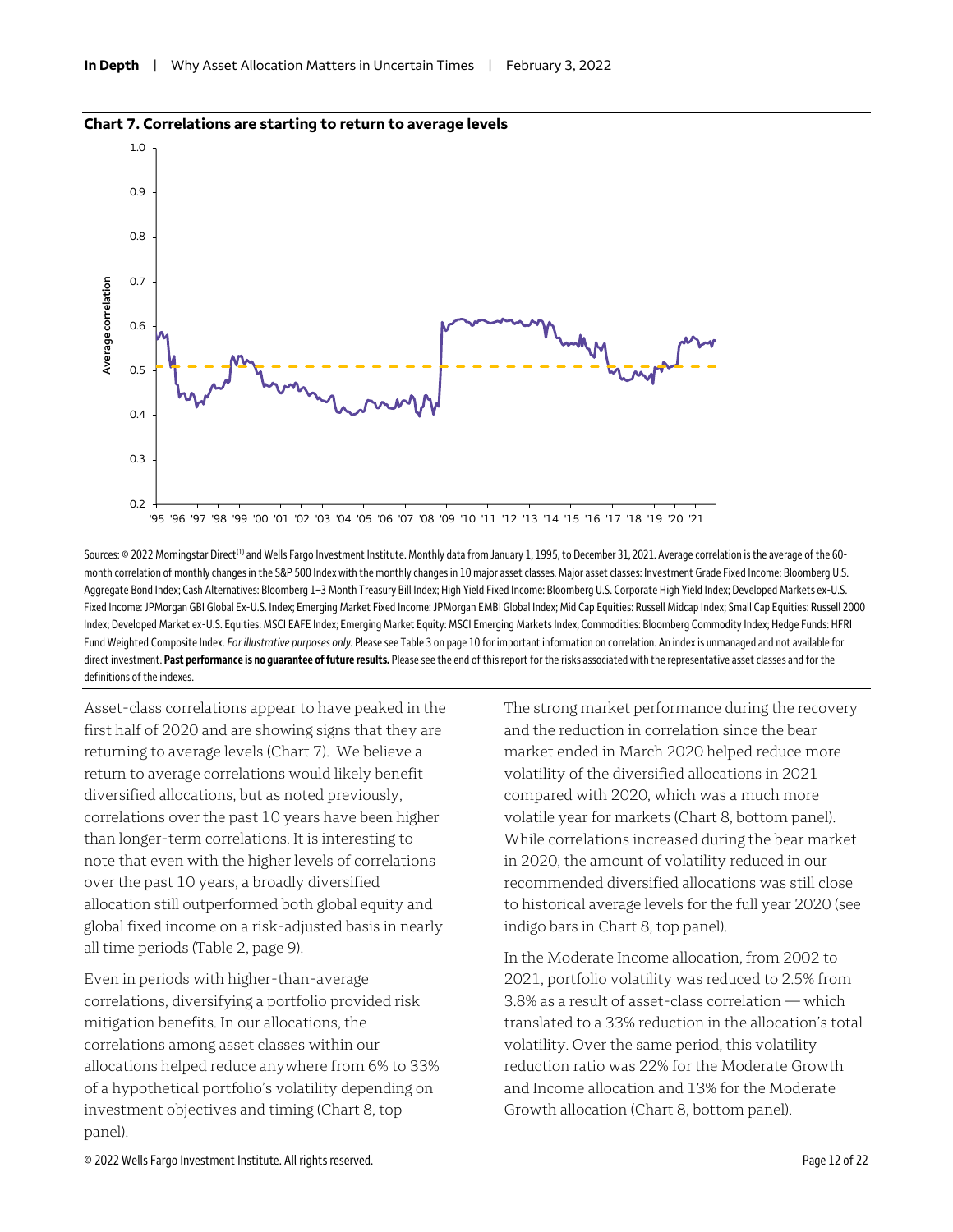**Chart 7. Correlations are starting to return to average levels**

Sources: © 2022 Morningstar Direct[1] and Wells Fargo Investment Institute. Monthly data from January 1, 1995, to December 31, 2021. Average correlation is the average of the 60-month correlation of monthly changes in the S&P 500 Index with the monthly changes in 10 major asset classes. Major asset classes: Investment Grade Fixed Income: Bloomberg U.S. Aggregate Bond Index; Cash Alternatives: Bloomberg 1–3 Month Treasury Bill Index; High Yield Fixed Income: Bloomberg U.S. Corporate High Yield Index; Developed Markets ex-U.S. Fixed Income: JPMorgan GBI Global Ex-U.S. Index; Emerging Market Fixed Income: JPMorgan EMBI Global Index; Mid Cap Equities: Russell Midcap Index; Small Cap Equities: Russell 2000 Index; Developed Market ex-U.S. Equities: MSCI EAFE Index; Emerging Market Equity: MSCI Emerging Markets Index; Commodities: Bloomberg Commodity Index; Hedge Funds: HFRI Fund Weighted Composite Index. *For illustrative purposes only.* Please see Table 3 on page 10 for important information on correlation. An index is unmanaged and not available for direct investment. **Past performance is no guarantee of future results.** Please see the end of this report for the risks associated with the representative asset classes and for the definitions of the indexes.

Asset-class correlations appear to have peaked in the first half of 2020 and are showing signs that they are returning to average levels (Chart 7). We believe a return to average correlations would likely benefit diversified allocations, but as noted previously, correlations over the past 10 years have been higher than longer-term correlations. It is interesting to note that even with the higher levels of correlations over the past 10 years, a broadly diversified allocation still outperformed both global equity and global fixed income on a risk-adjusted basis in nearly all time periods (Table 2, page 9).

Even in periods with higher-than-average correlations, diversifying a portfolio provided risk mitigation benefits. In our allocations, the correlations among asset classes within our allocations helped reduce anywhere from 6% to 33% of a hypothetical portfolio's volatility depending on investment objectives and timing (Chart 8, top panel).

The strong market performance during the recovery and the reduction in correlation since the bear market ended in March 2020 helped reduce more volatility of the diversified allocations in 2021 compared with 2020, which was a much more volatile year for markets (Chart 8, bottom panel). While correlations increased during the bear market in 2020, the amount of volatility reduced in our recommended diversified allocations was still close to historical average levels for the full year 2020 (see indigo bars in Chart 8, top panel).

In the Moderate Income allocation, from 2002 to 2021, portfolio volatility was reduced to 2.5% from 3.8% as a result of asset-class correlation — which translated to a 33% reduction in the allocation's total volatility. Over the same period, this volatility reduction ratio was 22% for the Moderate Growth and Income allocation and 13% for the Moderate Growth allocation (Chart 8, bottom panel).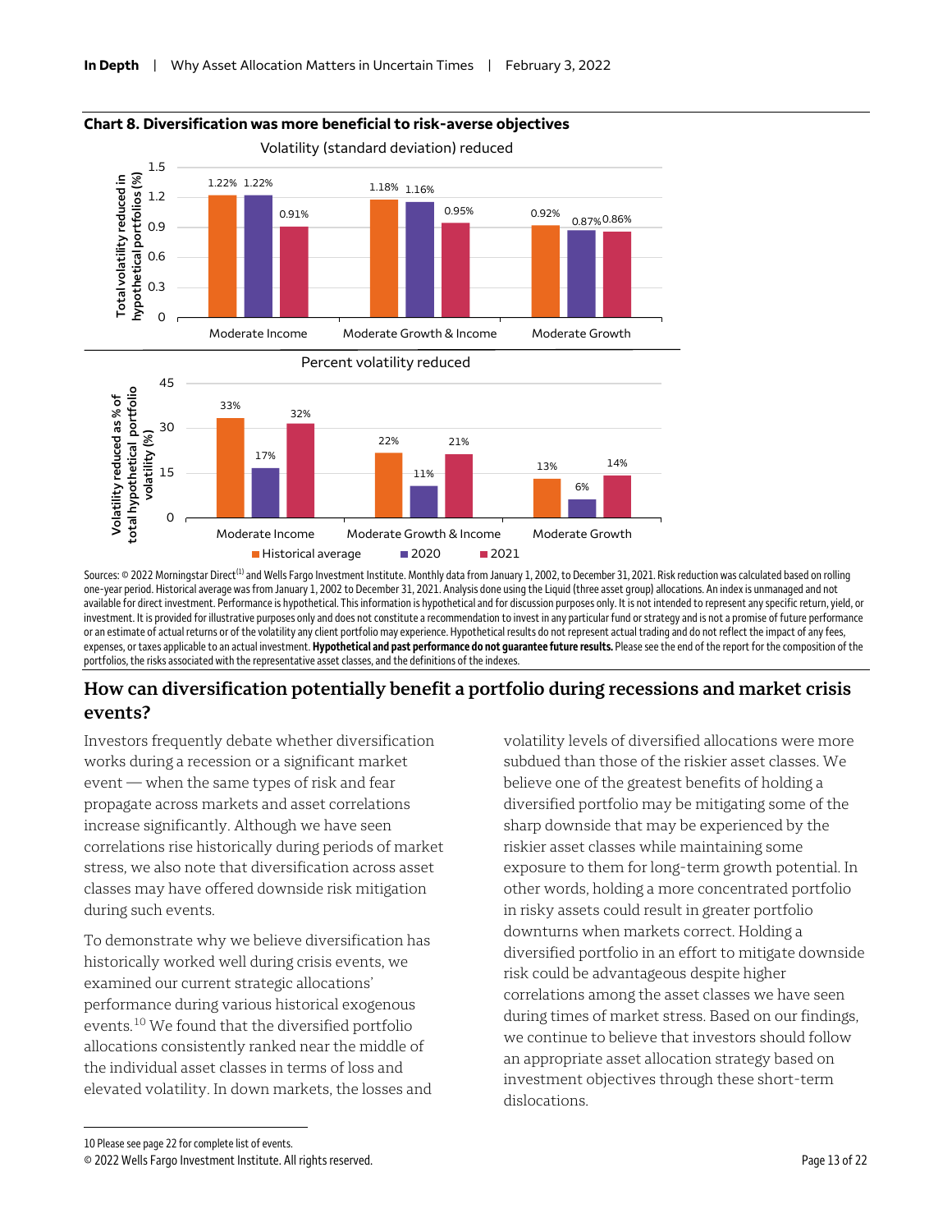**Chart 8. Diversification was more beneficial to risk-averse objectives**

Volatility (standard deviation) reduced

| Total volatility reduced in hypothetical portfolios (%) | Historical average | 2020 | 2021 |
|---|---|---|---|
| Moderate Income | 1.22% | 1.22% | 0.91% |
| Moderate Growth & Income | 1.18% | 1.16% | 0.95% |
| Moderate Growth | 0.92% | 0.87% | 0.86% |

Percent volatility reduced

| Volatility reduced as % of total hypothetical portfolio volatility (%) | Historical average | 2020 | 2021 |
|---|---|---|---|
| Moderate Income | 33% | 17% | 32% |
| Moderate Growth & Income | 22% | 11% | 21% |
| Moderate Growth | 13% | 6% | 14% |

Sources: © 2022 Morningstar Direct[1] and Wells Fargo Investment Institute. Monthly data from January 1, 2002, to December 31, 2021. Risk reduction was calculated based on rolling one-year period. Historical average was from January 1, 2002 to December 31, 2021. Analysis done using the Liquid (three asset group) allocations. An index is unmanaged and not available for direct investment. Performance is hypothetical. This information is hypothetical and for discussion purposes only. It is not intended to represent any specific return, yield, or investment. It is provided for illustrative purposes only and does not constitute a recommendation to invest in any particular fund or strategy and is not a promise of future performance or an estimate of actual returns or of the volatility any client portfolio may experience. Hypothetical results do not represent actual trading and do not reflect the impact of any fees, expenses, or taxes applicable to an actual investment. **Hypothetical and past performance do not guarantee future results.** Please see the end of the report for the composition of the portfolios, the risks associated with the representative asset classes, and the definitions of the indexes.

## How can diversification potentially benefit a portfolio during recessions and market crisis events?

Investors frequently debate whether diversification works during a recession or a significant market event — when the same types of risk and fear propagate across markets and asset correlations increase significantly. Although we have seen correlations rise historically during periods of market stress, we also note that diversification across asset classes may have offered downside risk mitigation during such events.

To demonstrate why we believe diversification has historically worked well during crisis events, we examined our current strategic allocations' performance during various historical exogenous events.[10] We found that the diversified portfolio allocations consistently ranked near the middle of the individual asset classes in terms of loss and elevated volatility. In down markets, the losses and volatility levels of diversified allocations were more subdued than those of the riskier asset classes. We believe one of the greatest benefits of holding a diversified portfolio may be mitigating some of the sharp downside that may be experienced by the riskier asset classes while maintaining some exposure to them for long-term growth potential. In other words, holding a more concentrated portfolio in risky assets could result in greater portfolio downturns when markets correct. Holding a diversified portfolio in an effort to mitigate downside risk could be advantageous despite higher correlations among the asset classes we have seen during times of market stress. Based on our findings, we continue to believe that investors should follow an appropriate asset allocation strategy based on investment objectives through these short-term dislocations.

10 Please see page 22 for complete list of events.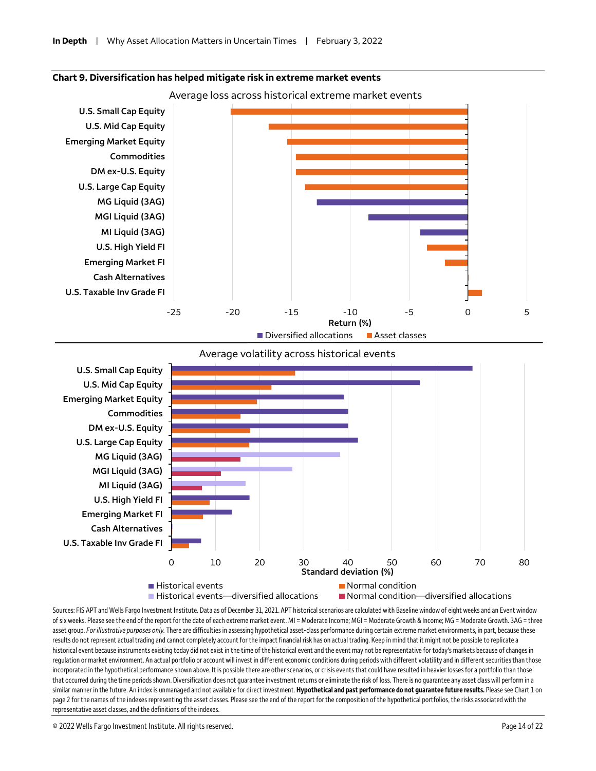**Chart 9. Diversification has helped mitigate risk in extreme market events**

Average loss across historical extreme market events

| Asset | Return (%) |
|---|---|
| U.S. Small Cap Equity | ≈ -20.2 |
| U.S. Mid Cap Equity | ≈ -17.0 |
| Emerging Market Equity | ≈ -15.4 |
| Commodities | ≈ -14.7 |
| DM ex-U.S. Equity | ≈ -14.7 |
| U.S. Large Cap Equity | ≈ -13.9 |
| MG Liquid (3AG) | ≈ -12.9 |
| MGI Liquid (3AG) | ≈ -8.5 |
| MI Liquid (3AG) | ≈ -4.1 |
| U.S. High Yield FI | ≈ -3.5 |
| Emerging Market FI | ≈ -1.9 |
| Cash Alternatives | ≈ 0.0 |
| U.S. Taxable Inv Grade FI | ≈ 1.2 |

Return (%)

■ Diversified allocations ■ Asset classes

Average volatility across historical events

| Asset | Historical events (%) | Normal condition (%) |
|---|---|---|
| U.S. Small Cap Equity | ≈ 68.3 | ≈ 28.0 |
| U.S. Mid Cap Equity | ≈ 56.3 | ≈ 22.7 |
| Emerging Market Equity | ≈ 39.0 | ≈ 19.3 |
| Commodities | ≈ 40.0 | ≈ 15.6 |
| DM ex-U.S. Equity | ≈ 40.0 | ≈ 17.8 |
| U.S. Large Cap Equity | ≈ 42.3 | ≈ 17.6 |
| MG Liquid (3AG) | ≈ 38.2 | ≈ 15.6 |
| MGI Liquid (3AG) | ≈ 27.4 | ≈ 11.2 |
| MI Liquid (3AG) | ≈ 16.8 | ≈ 6.9 |
| U.S. High Yield FI | ≈ 17.7 | ≈ 8.6 |
| Emerging Market FI | ≈ 13.7 | ≈ 7.1 |
| Cash Alternatives | ≈ 0.1 | ≈ 0.1 |
| U.S. Taxable Inv Grade FI | ≈ 6.7 | ≈ 4.0 |

Standard deviation (%)

■ Historical events ■ Normal condition ■ Historical events—diversified allocations ■ Normal condition—diversified allocations

Sources: FIS APT and Wells Fargo Investment Institute. Data as of December 31, 2021. APT historical scenarios are calculated with Baseline window of eight weeks and an Event window of six weeks. Please see the end of the report for the date of each extreme market event. MI = Moderate Income; MGI = Moderate Growth & Income; MG = Moderate Growth. 3AG = three asset group. *For illustrative purposes only.* There are difficulties in assessing hypothetical asset-class performance during certain extreme market environments, in part, because these results do not represent actual trading and cannot completely account for the impact financial risk has on actual trading. Keep in mind that it might not be possible to replicate a historical event because instruments existing today did not exist in the time of the historical event and the event may not be representative for today's markets because of changes in regulation or market environment. An actual portfolio or account will invest in different economic conditions during periods with different volatility and in different securities than those incorporated in the hypothetical performance shown above. It is possible there are other scenarios, or crisis events that could have resulted in heavier losses for a portfolio than those that occurred during the time periods shown. Diversification does not guarantee investment returns or eliminate the risk of loss. There is no guarantee any asset class will perform in a similar manner in the future. An index is unmanaged and not available for direct investment. **Hypothetical and past performance do not guarantee future results.** Please see Chart 1 on page 2 for the names of the indexes representing the asset classes. Please see the end of the report for the composition of the hypothetical portfolios, the risks associated with the representative asset classes, and the definitions of the indexes.

© 2022 Wells Fargo Investment Institute. All rights reserved.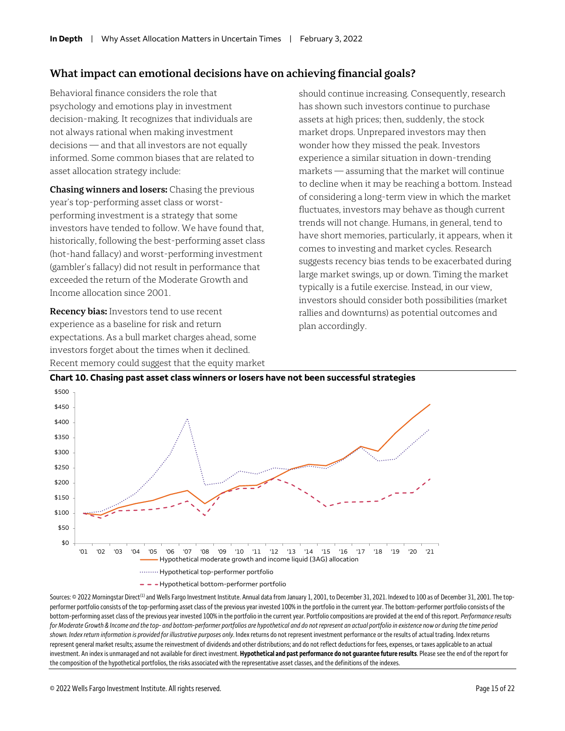## What impact can emotional decisions have on achieving financial goals?

Behavioral finance considers the role that psychology and emotions play in investment decision-making. It recognizes that individuals are not always rational when making investment decisions — and that all investors are not equally informed. Some common biases that are related to asset allocation strategy include:

**Chasing winners and losers:** Chasing the previous year's top-performing asset class or worst-performing investment is a strategy that some investors have tended to follow. We have found that, historically, following the best-performing asset class (hot-hand fallacy) and worst-performing investment (gambler's fallacy) did not result in performance that exceeded the return of the Moderate Growth and Income allocation since 2001.

**Recency bias:** Investors tend to use recent experience as a baseline for risk and return expectations. As a bull market charges ahead, some investors forget about the times when it declined. Recent memory could suggest that the equity market should continue increasing. Consequently, research has shown such investors continue to purchase assets at high prices; then, suddenly, the stock market drops. Unprepared investors may then wonder how they missed the peak. Investors experience a similar situation in down-trending markets — assuming that the market will continue to decline when it may be reaching a bottom. Instead of considering a long-term view in which the market fluctuates, investors may behave as though current trends will not change. Humans, in general, tend to have short memories, particularly, it appears, when it comes to investing and market cycles. Research suggests recency bias tends to be exacerbated during large market swings, up or down. Timing the market typically is a futile exercise. Instead, in our view, investors should consider both possibilities (market rallies and downturns) as potential outcomes and plan accordingly.

**Chart 10. Chasing past asset class winners or losers have not been successful strategies**

Sources: © 2022 Morningstar Direct[1] and Wells Fargo Investment Institute. Annual data from January 1, 2001, to December 31, 2021. Indexed to 100 as of December 31, 2001. The top-performer portfolio consists of the top-performing asset class of the previous year invested 100% in the portfolio in the current year. The bottom-performer portfolio consists of the bottom-performing asset class of the previous year invested 100% in the portfolio in the current year. Portfolio compositions are provided at the end of this report. *Performance results for Moderate Growth & Income and the top- and bottom-performer portfolios are hypothetical and do not represent an actual portfolio in existence now or during the time period shown. Index return information is provided for illustrative purposes only.* Index returns do not represent investment performance or the results of actual trading. Index returns represent general market results; assume the reinvestment of dividends and other distributions; and do not reflect deductions for fees, expenses, or taxes applicable to an actual investment. An index is unmanaged and not available for direct investment. **Hypothetical and past performance do not guarantee future results**. Please see the end of the report for the composition of the hypothetical portfolios, the risks associated with the representative asset classes, and the definitions of the indexes.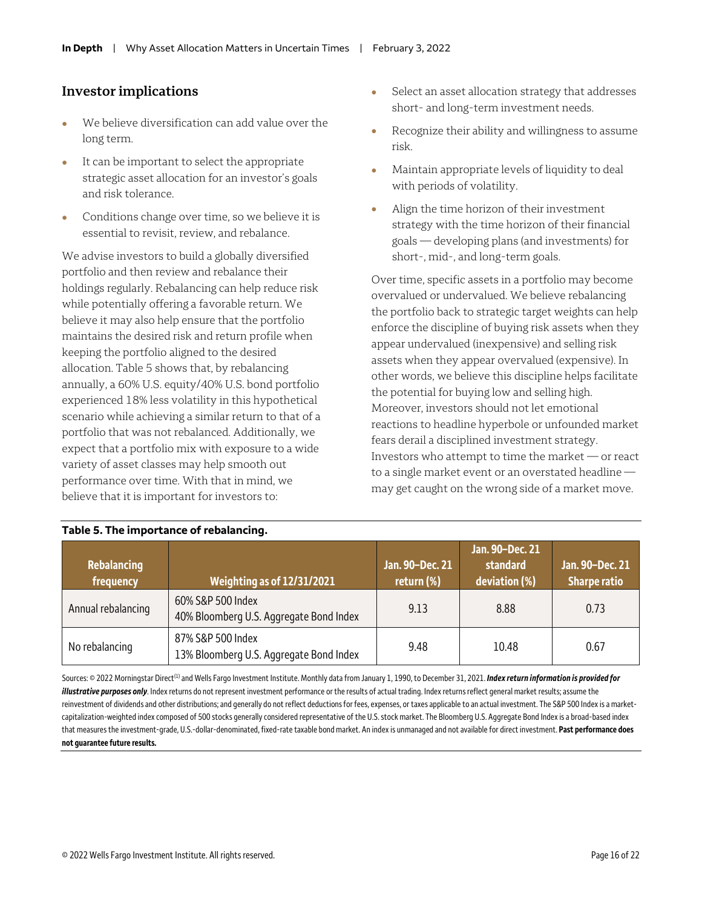## Investor implications

- We believe diversification can add value over the long term.
- It can be important to select the appropriate strategic asset allocation for an investor's goals and risk tolerance.
- Conditions change over time, so we believe it is essential to revisit, review, and rebalance.

We advise investors to build a globally diversified portfolio and then review and rebalance their holdings regularly. Rebalancing can help reduce risk while potentially offering a favorable return. We believe it may also help ensure that the portfolio maintains the desired risk and return profile when keeping the portfolio aligned to the desired allocation. Table 5 shows that, by rebalancing annually, a 60% U.S. equity/40% U.S. bond portfolio experienced 18% less volatility in this hypothetical scenario while achieving a similar return to that of a portfolio that was not rebalanced. Additionally, we expect that a portfolio mix with exposure to a wide variety of asset classes may help smooth out performance over time. With that in mind, we believe that it is important for investors to:

- Select an asset allocation strategy that addresses short- and long-term investment needs.
- Recognize their ability and willingness to assume risk.
- Maintain appropriate levels of liquidity to deal with periods of volatility.
- Align the time horizon of their investment strategy with the time horizon of their financial goals — developing plans (and investments) for short-, mid-, and long-term goals.

Over time, specific assets in a portfolio may become overvalued or undervalued. We believe rebalancing the portfolio back to strategic target weights can help enforce the discipline of buying risk assets when they appear undervalued (inexpensive) and selling risk assets when they appear overvalued (expensive). In other words, we believe this discipline helps facilitate the potential for buying low and selling high. Moreover, investors should not let emotional reactions to headline hyperbole or unfounded market fears derail a disciplined investment strategy. Investors who attempt to time the market — or react to a single market event or an overstated headline — may get caught on the wrong side of a market move.

**Table 5. The importance of rebalancing.**

| Rebalancing frequency | Weighting as of 12/31/2021 | Jan. 90–Dec. 21 return (%) | Jan. 90–Dec. 21 standard deviation (%) | Jan. 90–Dec. 21 Sharpe ratio |
|---|---|---|---|---|
| Annual rebalancing | 60% S&P 500 Index<br>40% Bloomberg U.S. Aggregate Bond Index | 9.13 | 8.88 | 0.73 |
| No rebalancing | 87% S&P 500 Index<br>13% Bloomberg U.S. Aggregate Bond Index | 9.48 | 10.48 | 0.67 |

Sources: © 2022 Morningstar Direct[1] and Wells Fargo Investment Institute. Monthly data from January 1, 1990, to December 31, 2021. ***Index return information is provided for illustrative purposes only***. Index returns do not represent investment performance or the results of actual trading. Index returns reflect general market results; assume the reinvestment of dividends and other distributions; and generally do not reflect deductions for fees, expenses, or taxes applicable to an actual investment. The S&P 500 Index is a market-capitalization-weighted index composed of 500 stocks generally considered representative of the U.S. stock market. The Bloomberg U.S. Aggregate Bond Index is a broad-based index that measures the investment-grade, U.S.-dollar-denominated, fixed-rate taxable bond market. An index is unmanaged and not available for direct investment. **Past performance does not guarantee future results.**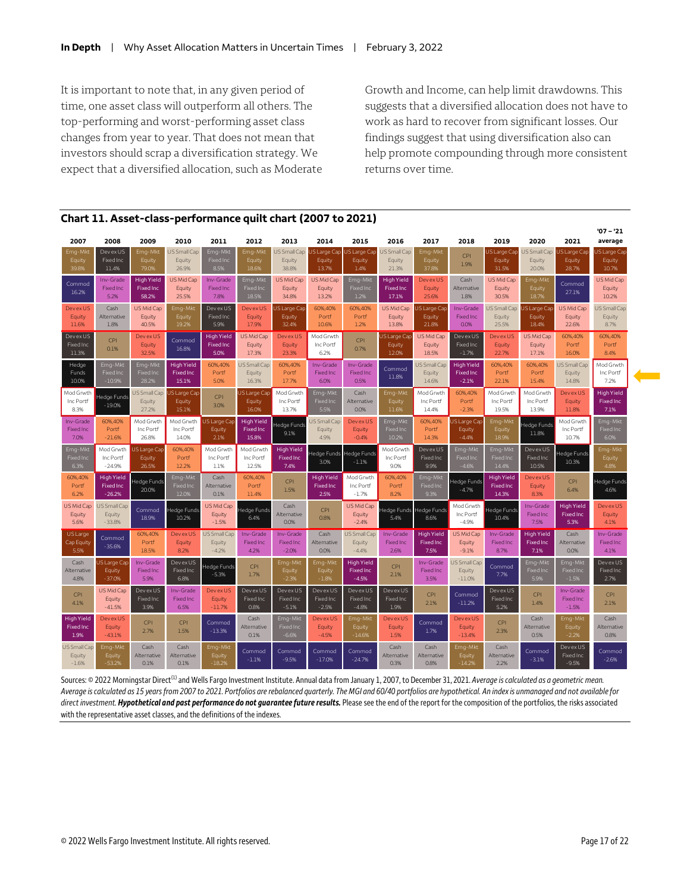It is important to note that, in any given period of time, one asset class will outperform all others. The top-performing and worst-performing asset class changes from year to year. That does not mean that investors should scrap a diversification strategy. We expect that a diversified allocation, such as Moderate Growth and Income, can help limit drawdowns. This suggests that a diversified allocation does not have to work as hard to recover from significant losses. Our findings suggest that using diversification also can help promote compounding through more consistent returns over time.

## Chart 11. Asset-class-performance quilt chart (2007 to 2021)

| 2007 | 2008 | 2009 | 2010 | 2011 | 2012 | 2013 | 2014 | 2015 | 2016 | 2017 | 2018 | 2019 | 2020 | 2021 | '07 – '21 average |
|---|---|---|---|---|---|---|---|---|---|---|---|---|---|---|---|
| Emg-Mkt Equity 39.8% | Dev ex US Fixed Inc 11.4% | Emg-Mkt Equity 79.0% | US Small Cap Equity 26.9% | Emg-Mkt Fixed Inc 8.5% | Emg-Mkt Equity 18.6% | US Small Cap Equity 38.8% | US Large Cap Equity 13.7% | US Large Cap Equity 1.4% | US Small Cap Equity 21.3% | Emg-Mkt Equity 37.8% | CPI 1.9% | US Large Cap Equity 31.5% | US Small Cap Equity 20.0% | US Large Cap Equity 28.7% | US Large Cap Equity 10.7% |
| Commod 16.2% | Inv-Grade Fixed Inc 5.2% | High Yield Fixed Inc 58.2% | US Mid Cap Equity 25.5% | Inv-Grade Fixed Inc 7.8% | Emg-Mkt Fixed Inc 18.5% | US Mid Cap Equity 34.8% | US Mid Cap Equity 13.2% | Emg-Mkt Fixed Inc 1.2% | High Yield Fixed Inc 17.1% | Dev ex US Equity 25.6% | Cash Alternative 1.8% | US Mid Cap Equity 30.5% | Emg-Mkt Equity 18.7% | Commod 27.1% | US Mid Cap Equity 10.2% |
| Dev ex US Equity 11.6% | Cash Alternative 1.8% | US Mid Cap Equity 40.5% | Emg-Mkt Equity 19.2% | Dev ex US Fixed Inc 5.9% | Dev ex US Equity 17.9% | US Large Cap Equity 32.4% | 60%,40% Portf 10.6% | 60%,40% Portf 1.2% | US Mid Cap Equity 13.8% | US Large Cap Equity 21.8% | Inv-Grade Fixed Inc 0.0% | US Small Cap Equity 25.5% | US Large Cap Equity 18.4% | US Mid Cap Equity 22.6% | US Small Cap Equity 8.7% |
| Dev ex US Fixed Inc 11.3% | CPI 0.1% | Dev ex US Equity 32.5% | Commod 16.8% | High Yield Fixed Inc 5.0% | US Mid Cap Equity 17.3% | Dev ex US Equity 23.3% | Mod Grwth Inc Portf 6.2% | CPI 0.7% | US Large Cap Equity 12.0% | US Mid Cap Equity 18.5% | Dev ex US Fixed Inc -1.7% | Dev ex US Equity 22.7% | US Mid Cap Equity 17.1% | 60%,40% Portf 16.0% | 60%,40% Portf 8.4% |
| Hedge Funds 10.0% | Emg-Mkt Fixed Inc -10.9% | Emg-Mkt Fixed Inc 28.2% | High Yield Fixed Inc 15.1% | 60%,40% Portf 5.0% | US Small Cap Equity 16.3% | 60%,40% Portf 17.7% | Inv-Grade Fixed Inc 6.0% | Inv-Grade Fixed Inc 0.5% | Commod 11.8% | US Small Cap Equity 14.6% | High Yield Fixed Inc -2.1% | 60%,40% Portf 22.1% | 60%,40% Portf 15.4% | US Small Cap Equity 14.8% | Mod Grwth Inc Portf 7.2% |
| Mod Grwth Inc Portf 8.3% | Hedge Funds -19.0% | US Small Cap Equity 27.2% | US Large Cap Equity 15.1% | CPI 3.0% | US Large Cap Equity 16.0% | Mod Grwth Inc Portf 13.7% | Emg-Mkt Fixed Inc 5.5% | Cash Alternative 0.0% | Emg-Mkt Equity 11.6% | Mod Grwth Inc Portf 14.4% | 60%,40% Portf -2.3% | Mod Grwth Inc Portf 19.5% | Mod Grwth Inc Portf 13.9% | Dev ex US Equity 11.8% | High Yield Fixed Inc 7.1% |
| Inv-Grade Fixed Inc 7.0% | 60%,40% Portf -21.6% | Mod Grwth Inc Portf 26.8% | Mod Grwth Inc Portf 14.0% | US Large Cap Equity 2.1% | High Yield Fixed Inc 15.8% | Hedge Funds 9.1% | US Small Cap Equity 4.9% | Dev ex US Equity -0.4% | Emg-Mkt Fixed Inc 10.2% | 60%,40% Portf 14.3% | US Large Cap Equity -4.4% | Emg-Mkt Equity 18.9% | Hedge Funds 11.8% | Mod Grwth Inc Portf 10.7% | Emg-Mkt Fixed Inc 6.0% |
| Emg-Mkt Fixed Inc 6.3% | Mod Grwth Inc Portf -24.9% | US Large Cap Equity 26.5% | 60%,40% Portf 12.2% | Mod Grwth Inc Portf 1.1% | Mod Grwth Inc Portf 12.5% | High Yield Fixed Inc 7.4% | Hedge Funds 3.0% | Hedge Funds -1.1% | Mod Grwth Inc Portf 9.0% | Dev ex US Fixed Inc 9.9% | Emg-Mkt Fixed Inc -4.6% | Emg-Mkt Fixed Inc 14.4% | Dev ex US Fixed Inc 10.5% | Hedge Funds 10.3% | Emg-Mkt Equity 4.8% |
| 60%,40% Portf 6.2% | High Yield Fixed Inc -26.2% | Hedge Funds 20.0% | Emg-Mkt Fixed Inc 12.0% | Cash Alternative 0.1% | 60%,40% Portf 11.4% | CPI 1.5% | High Yield Fixed Inc 2.5% | Mod Grwth Inc Portf -1.7% | 60%,40% Portf 8.2% | Emg-Mkt Fixed Inc 9.3% | Hedge Funds -4.7% | High Yield Fixed Inc 14.3% | Dev ex US Equity 8.3% | CPI 6.4% | Hedge Funds 4.6% |
| US Mid Cap Equity 5.6% | US Small Cap Equity -33.8% | Commod 18.9% | Hedge Funds 10.2% | US Mid Cap Equity -1.5% | Hedge Funds 6.4% | Cash Alternative 0.0% | CPI 0.8% | US Mid Cap Equity -2.4% | Hedge Funds 5.4% | Hedge Funds 8.6% | Mod Grwth Inc Portf -4.9% | Hedge Funds 10.4% | Inv-Grade Fixed Inc 7.5% | High Yield Fixed Inc 5.3% | Dev ex US Equity 4.1% |
| US Large Cap Equity 5.5% | Commod -35.6% | 60%,40% Portf 18.5% | Dev ex US Equity 8.2% | US Small Cap Equity -4.2% | Inv-Grade Fixed Inc 4.2% | Inv-Grade Fixed Inc -2.0% | Cash Alternative 0.0% | US Small Cap Equity -4.4% | Inv-Grade Fixed Inc 2.6% | High Yield Fixed Inc 7.5% | US Mid Cap Equity -9.1% | Inv-Grade Fixed Inc 8.7% | High Yield Fixed Inc 7.1% | Cash Alternative 0.0% | Inv-Grade Fixed Inc 4.1% |
| Cash Alternative 4.8% | US Large Cap Equity -37.0% | Inv-Grade Fixed Inc 5.9% | Dev ex US Fixed Inc 6.8% | Hedge Funds -5.3% | CPI 1.7% | Emg-Mkt Equity -2.3% | Emg-Mkt Equity -1.8% | High Yield Fixed Inc -4.5% | CPI 2.1% | Inv-Grade Fixed Inc 3.5% | US Small Cap Equity -11.0% | Commod 7.7% | Emg-Mkt Fixed Inc 5.9% | Emg-Mkt Fixed Inc -1.5% | Dev ex US Fixed Inc 2.7% |
| CPI 4.1% | US Mid Cap Equity -41.5% | Dev ex US Fixed Inc 3.9% | Inv-Grade Fixed Inc 6.5% | Dev ex US Equity -11.7% | Dev ex US Fixed Inc 0.8% | Dev ex US Fixed Inc -5.1% | Dev ex US Fixed Inc -2.5% | Dev ex US Fixed Inc -4.8% | Dev ex US Fixed Inc 1.9% | CPI 2.1% | Commod -11.2% | Dev ex US Fixed Inc 5.2% | CPI 1.4% | Inv-Grade Fixed Inc -1.5% | CPI 2.1% |
| High Yield Fixed Inc 1.9% | Dev ex US Equity -43.1% | CPI 2.7% | CPI 1.5% | Commod -13.3% | Cash Alternative 0.1% | Emg-Mkt Fixed Inc -6.6% | Dev ex US Equity -4.5% | Emg-Mkt Equity -14.6% | Dev ex US Equity 1.5% | Commod 1.7% | Dev ex US Equity -13.4% | CPI 2.3% | Cash Alternative 0.5% | Emg-Mkt Equity -2.2% | Cash Alternative 0.8% |
| US Small Cap Equity -1.6% | Emg-Mkt Equity -53.2% | Cash Alternative 0.1% | Cash Alternative 0.1% | Emg-Mkt Equity -18.2% | Commod -1.1% | Commod -9.5% | Commod -17.0% | Commod -24.7% | Cash Alternative 0.3% | Cash Alternative 0.8% | Emg-Mkt Equity -14.2% | Cash Alternative 2.2% | Commod -3.1% | Dev ex US Fixed Inc -9.5% | Commod -2.6% |

Sources: © 2022 Morningstar Direct[1] and Wells Fargo Investment Institute. Annual data from January 1, 2007, to December 31, 2021. *Average is calculated as a geometric mean. Average is calculated as 15 years from 2007 to 2021. Portfolios are rebalanced quarterly. The MGI and 60/40 portfolios are hypothetical. An index is unmanaged and not available for direct investment.* ***Hypothetical and past performance do not guarantee future results.*** Please see the end of the report for the composition of the portfolios, the risks associated with the representative asset classes, and the definitions of the indexes.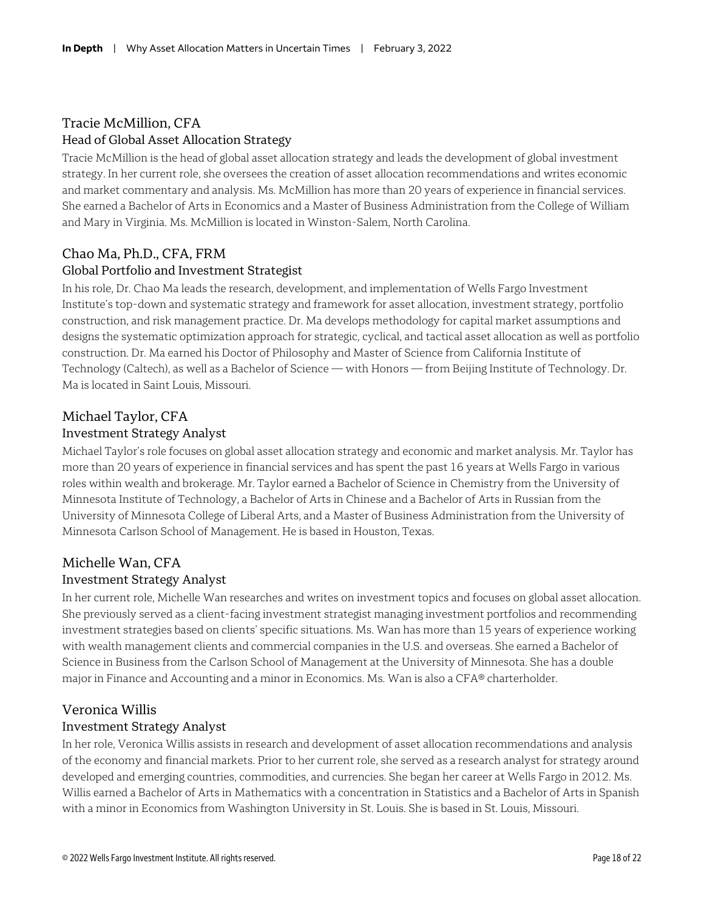## Tracie McMillion, CFA

### Head of Global Asset Allocation Strategy

Tracie McMillion is the head of global asset allocation strategy and leads the development of global investment strategy. In her current role, she oversees the creation of asset allocation recommendations and writes economic and market commentary and analysis. Ms. McMillion has more than 20 years of experience in financial services. She earned a Bachelor of Arts in Economics and a Master of Business Administration from the College of William and Mary in Virginia. Ms. McMillion is located in Winston-Salem, North Carolina.

## Chao Ma, Ph.D., CFA, FRM

### Global Portfolio and Investment Strategist

In his role, Dr. Chao Ma leads the research, development, and implementation of Wells Fargo Investment Institute's top-down and systematic strategy and framework for asset allocation, investment strategy, portfolio construction, and risk management practice. Dr. Ma develops methodology for capital market assumptions and designs the systematic optimization approach for strategic, cyclical, and tactical asset allocation as well as portfolio construction. Dr. Ma earned his Doctor of Philosophy and Master of Science from California Institute of Technology (Caltech), as well as a Bachelor of Science — with Honors — from Beijing Institute of Technology. Dr. Ma is located in Saint Louis, Missouri.

## Michael Taylor, CFA

### Investment Strategy Analyst

Michael Taylor's role focuses on global asset allocation strategy and economic and market analysis. Mr. Taylor has more than 20 years of experience in financial services and has spent the past 16 years at Wells Fargo in various roles within wealth and brokerage. Mr. Taylor earned a Bachelor of Science in Chemistry from the University of Minnesota Institute of Technology, a Bachelor of Arts in Chinese and a Bachelor of Arts in Russian from the University of Minnesota College of Liberal Arts, and a Master of Business Administration from the University of Minnesota Carlson School of Management. He is based in Houston, Texas.

## Michelle Wan, CFA

### Investment Strategy Analyst

In her current role, Michelle Wan researches and writes on investment topics and focuses on global asset allocation. She previously served as a client-facing investment strategist managing investment portfolios and recommending investment strategies based on clients' specific situations. Ms. Wan has more than 15 years of experience working with wealth management clients and commercial companies in the U.S. and overseas. She earned a Bachelor of Science in Business from the Carlson School of Management at the University of Minnesota. She has a double major in Finance and Accounting and a minor in Economics. Ms. Wan is also a CFA® charterholder.

## Veronica Willis

### Investment Strategy Analyst

In her role, Veronica Willis assists in research and development of asset allocation recommendations and analysis of the economy and financial markets. Prior to her current role, she served as a research analyst for strategy around developed and emerging countries, commodities, and currencies. She began her career at Wells Fargo in 2012. Ms. Willis earned a Bachelor of Arts in Mathematics with a concentration in Statistics and a Bachelor of Arts in Spanish with a minor in Economics from Washington University in St. Louis. She is based in St. Louis, Missouri.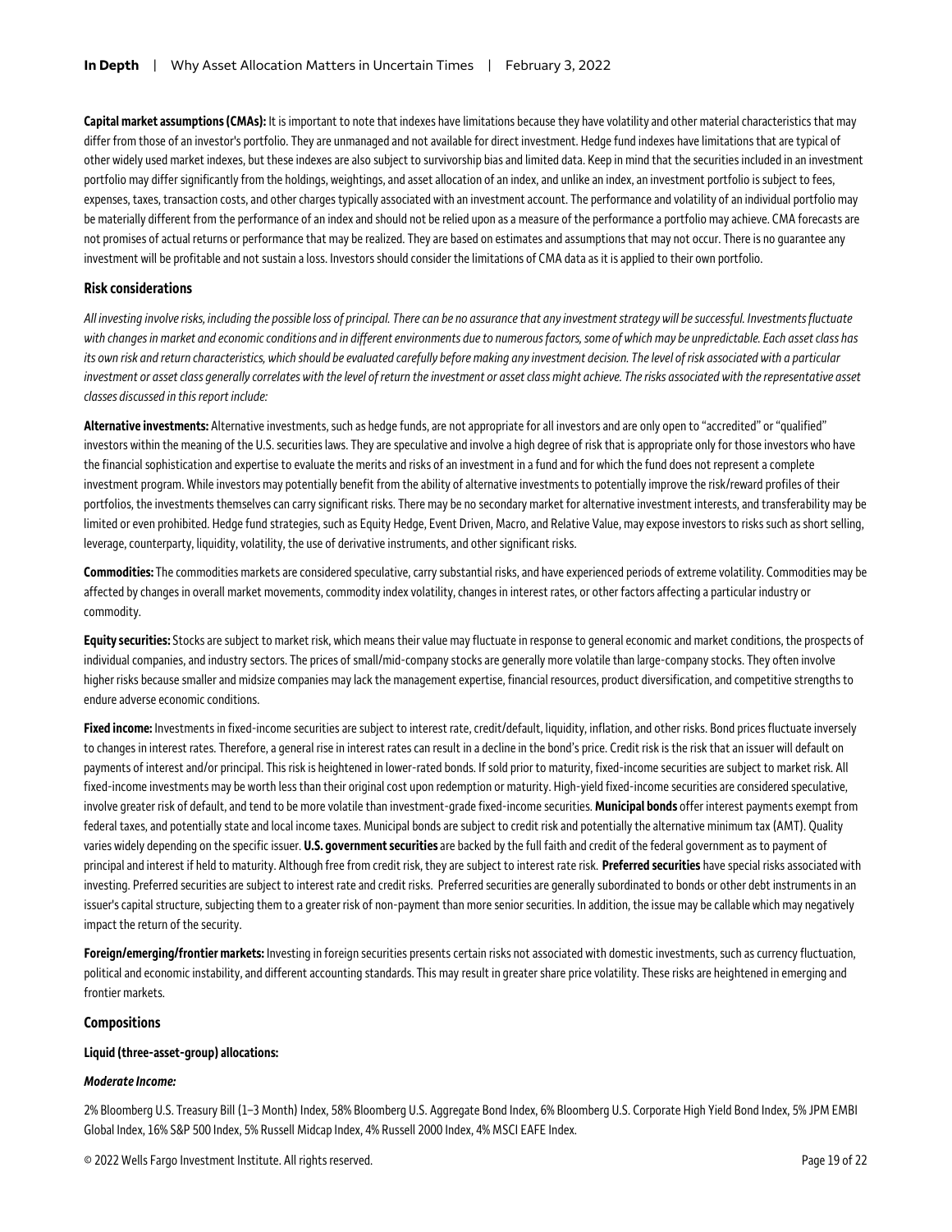**Capital market assumptions (CMAs):** It is important to note that indexes have limitations because they have volatility and other material characteristics that may differ from those of an investor's portfolio. They are unmanaged and not available for direct investment. Hedge fund indexes have limitations that are typical of other widely used market indexes, but these indexes are also subject to survivorship bias and limited data. Keep in mind that the securities included in an investment portfolio may differ significantly from the holdings, weightings, and asset allocation of an index, and unlike an index, an investment portfolio is subject to fees, expenses, taxes, transaction costs, and other charges typically associated with an investment account. The performance and volatility of an individual portfolio may be materially different from the performance of an index and should not be relied upon as a measure of the performance a portfolio may achieve. CMA forecasts are not promises of actual returns or performance that may be realized. They are based on estimates and assumptions that may not occur. There is no guarantee any investment will be profitable and not sustain a loss. Investors should consider the limitations of CMA data as it is applied to their own portfolio.

## Risk considerations

*All investing involve risks, including the possible loss of principal. There can be no assurance that any investment strategy will be successful. Investments fluctuate with changes in market and economic conditions and in different environments due to numerous factors, some of which may be unpredictable. Each asset class has its own risk and return characteristics, which should be evaluated carefully before making any investment decision. The level of risk associated with a particular investment or asset class generally correlates with the level of return the investment or asset class might achieve. The risks associated with the representative asset classes discussed in this report include:*

**Alternative investments:** Alternative investments, such as hedge funds, are not appropriate for all investors and are only open to "accredited" or "qualified" investors within the meaning of the U.S. securities laws. They are speculative and involve a high degree of risk that is appropriate only for those investors who have the financial sophistication and expertise to evaluate the merits and risks of an investment in a fund and for which the fund does not represent a complete investment program. While investors may potentially benefit from the ability of alternative investments to potentially improve the risk/reward profiles of their portfolios, the investments themselves can carry significant risks. There may be no secondary market for alternative investment interests, and transferability may be limited or even prohibited. Hedge fund strategies, such as Equity Hedge, Event Driven, Macro, and Relative Value, may expose investors to risks such as short selling, leverage, counterparty, liquidity, volatility, the use of derivative instruments, and other significant risks.

**Commodities:** The commodities markets are considered speculative, carry substantial risks, and have experienced periods of extreme volatility. Commodities may be affected by changes in overall market movements, commodity index volatility, changes in interest rates, or other factors affecting a particular industry or commodity.

**Equity securities:** Stocks are subject to market risk, which means their value may fluctuate in response to general economic and market conditions, the prospects of individual companies, and industry sectors. The prices of small/mid-company stocks are generally more volatile than large-company stocks. They often involve higher risks because smaller and midsize companies may lack the management expertise, financial resources, product diversification, and competitive strengths to endure adverse economic conditions.

**Fixed income:** Investments in fixed-income securities are subject to interest rate, credit/default, liquidity, inflation, and other risks. Bond prices fluctuate inversely to changes in interest rates. Therefore, a general rise in interest rates can result in a decline in the bond's price. Credit risk is the risk that an issuer will default on payments of interest and/or principal. This risk is heightened in lower-rated bonds. If sold prior to maturity, fixed-income securities are subject to market risk. All fixed-income investments may be worth less than their original cost upon redemption or maturity. High-yield fixed-income securities are considered speculative, involve greater risk of default, and tend to be more volatile than investment-grade fixed-income securities. **Municipal bonds** offer interest payments exempt from federal taxes, and potentially state and local income taxes. Municipal bonds are subject to credit risk and potentially the alternative minimum tax (AMT). Quality varies widely depending on the specific issuer. **U.S. government securities** are backed by the full faith and credit of the federal government as to payment of principal and interest if held to maturity. Although free from credit risk, they are subject to interest rate risk. **Preferred securities** have special risks associated with investing. Preferred securities are subject to interest rate and credit risks. Preferred securities are generally subordinated to bonds or other debt instruments in an issuer's capital structure, subjecting them to a greater risk of non-payment than more senior securities. In addition, the issue may be callable which may negatively impact the return of the security.

**Foreign/emerging/frontier markets:** Investing in foreign securities presents certain risks not associated with domestic investments, such as currency fluctuation, political and economic instability, and different accounting standards. This may result in greater share price volatility. These risks are heightened in emerging and frontier markets.

## Compositions

**Liquid (three-asset-group) allocations:**

***Moderate Income:***

2% Bloomberg U.S. Treasury Bill (1–3 Month) Index, 58% Bloomberg U.S. Aggregate Bond Index, 6% Bloomberg U.S. Corporate High Yield Bond Index, 5% JPM EMBI Global Index, 16% S&P 500 Index, 5% Russell Midcap Index, 4% Russell 2000 Index, 4% MSCI EAFE Index.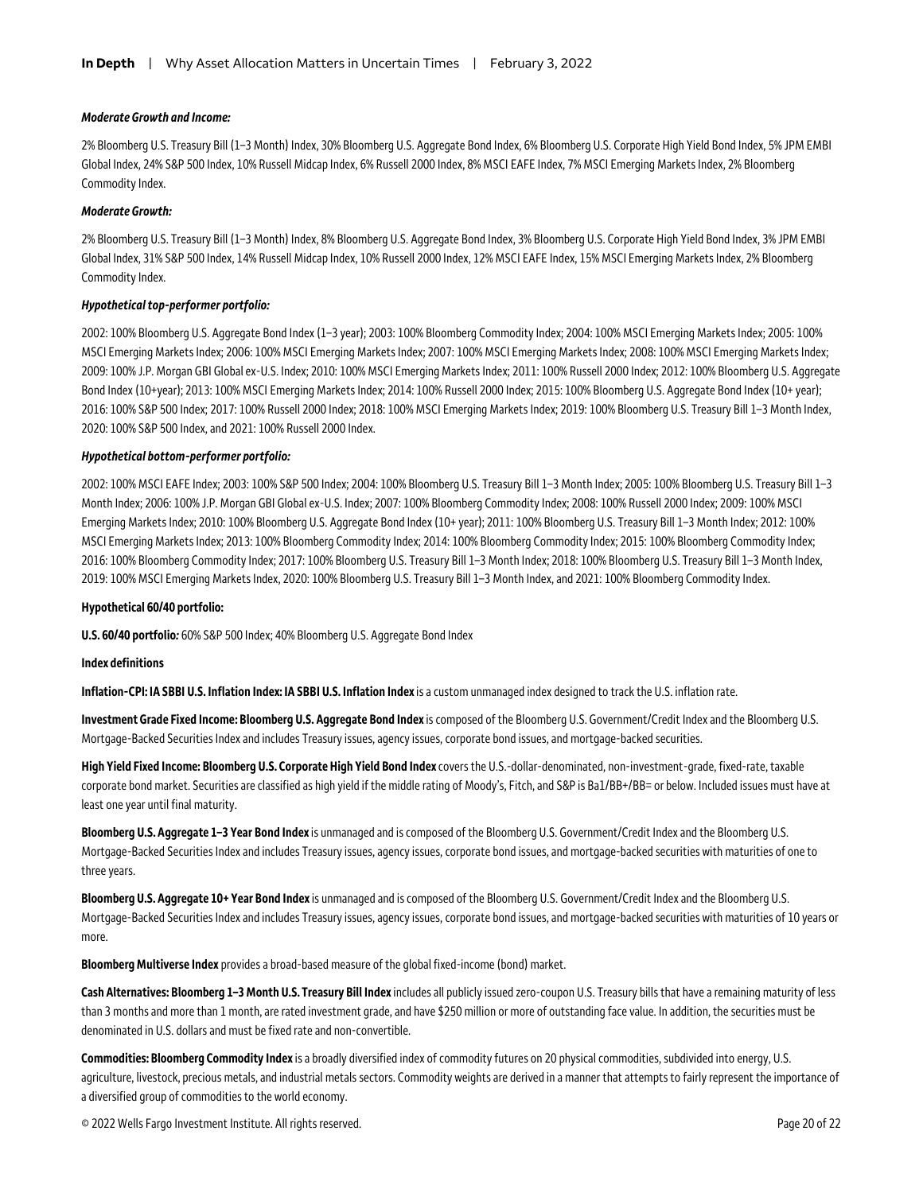***Moderate Growth and Income:***

2% Bloomberg U.S. Treasury Bill (1–3 Month) Index, 30% Bloomberg U.S. Aggregate Bond Index, 6% Bloomberg U.S. Corporate High Yield Bond Index, 5% JPM EMBI Global Index, 24% S&P 500 Index, 10% Russell Midcap Index, 6% Russell 2000 Index, 8% MSCI EAFE Index, 7% MSCI Emerging Markets Index, 2% Bloomberg Commodity Index.

***Moderate Growth:***

2% Bloomberg U.S. Treasury Bill (1–3 Month) Index, 8% Bloomberg U.S. Aggregate Bond Index, 3% Bloomberg U.S. Corporate High Yield Bond Index, 3% JPM EMBI Global Index, 31% S&P 500 Index, 14% Russell Midcap Index, 10% Russell 2000 Index, 12% MSCI EAFE Index, 15% MSCI Emerging Markets Index, 2% Bloomberg Commodity Index.

***Hypothetical top-performer portfolio:***

2002: 100% Bloomberg U.S. Aggregate Bond Index (1–3 year); 2003: 100% Bloomberg Commodity Index; 2004: 100% MSCI Emerging Markets Index; 2005: 100% MSCI Emerging Markets Index; 2006: 100% MSCI Emerging Markets Index; 2007: 100% MSCI Emerging Markets Index; 2008: 100% MSCI Emerging Markets Index; 2009: 100% J.P. Morgan GBI Global ex-U.S. Index; 2010: 100% MSCI Emerging Markets Index; 2011: 100% Russell 2000 Index; 2012: 100% Bloomberg U.S. Aggregate Bond Index (10+year); 2013: 100% MSCI Emerging Markets Index; 2014: 100% Russell 2000 Index; 2015: 100% Bloomberg U.S. Aggregate Bond Index (10+ year); 2016: 100% S&P 500 Index; 2017: 100% Russell 2000 Index; 2018: 100% MSCI Emerging Markets Index; 2019: 100% Bloomberg U.S. Treasury Bill 1–3 Month Index, 2020: 100% S&P 500 Index, and 2021: 100% Russell 2000 Index.

***Hypothetical bottom-performer portfolio:***

2002: 100% MSCI EAFE Index; 2003: 100% S&P 500 Index; 2004: 100% Bloomberg U.S. Treasury Bill 1–3 Month Index; 2005: 100% Bloomberg U.S. Treasury Bill 1–3 Month Index; 2006: 100% J.P. Morgan GBI Global ex-U.S. Index; 2007: 100% Bloomberg Commodity Index; 2008: 100% Russell 2000 Index; 2009: 100% MSCI Emerging Markets Index; 2010: 100% Bloomberg U.S. Aggregate Bond Index (10+ year); 2011: 100% Bloomberg U.S. Treasury Bill 1–3 Month Index; 2012: 100% MSCI Emerging Markets Index; 2013: 100% Bloomberg Commodity Index; 2014: 100% Bloomberg Commodity Index; 2015: 100% Bloomberg Commodity Index; 2016: 100% Bloomberg Commodity Index; 2017: 100% Bloomberg U.S. Treasury Bill 1–3 Month Index; 2018: 100% Bloomberg U.S. Treasury Bill 1–3 Month Index, 2019: 100% MSCI Emerging Markets Index, 2020: 100% Bloomberg U.S. Treasury Bill 1–3 Month Index, and 2021: 100% Bloomberg Commodity Index.

**Hypothetical 60/40 portfolio:**

**U.S. 60/40 portfolio*:*** 60% S&P 500 Index; 40% Bloomberg U.S. Aggregate Bond Index

**Index definitions**

**Inflation-CPI: IA SBBI U.S. Inflation Index: IA SBBI U.S. Inflation Index** is a custom unmanaged index designed to track the U.S. inflation rate.

**Investment Grade Fixed Income: Bloomberg U.S. Aggregate Bond Index** is composed of the Bloomberg U.S. Government/Credit Index and the Bloomberg U.S. Mortgage-Backed Securities Index and includes Treasury issues, agency issues, corporate bond issues, and mortgage-backed securities.

**High Yield Fixed Income: Bloomberg U.S. Corporate High Yield Bond Index** covers the U.S.-dollar-denominated, non-investment-grade, fixed-rate, taxable corporate bond market. Securities are classified as high yield if the middle rating of Moody's, Fitch, and S&P is Ba1/BB+/BB= or below. Included issues must have at least one year until final maturity.

**Bloomberg U.S. Aggregate 1–3 Year Bond Index** is unmanaged and is composed of the Bloomberg U.S. Government/Credit Index and the Bloomberg U.S. Mortgage-Backed Securities Index and includes Treasury issues, agency issues, corporate bond issues, and mortgage-backed securities with maturities of one to three years.

**Bloomberg U.S. Aggregate 10+ Year Bond Index** is unmanaged and is composed of the Bloomberg U.S. Government/Credit Index and the Bloomberg U.S. Mortgage-Backed Securities Index and includes Treasury issues, agency issues, corporate bond issues, and mortgage-backed securities with maturities of 10 years or more.

**Bloomberg Multiverse Index** provides a broad-based measure of the global fixed-income (bond) market.

**Cash Alternatives: Bloomberg 1–3 Month U.S. Treasury Bill Index** includes all publicly issued zero-coupon U.S. Treasury bills that have a remaining maturity of less than 3 months and more than 1 month, are rated investment grade, and have $250 million or more of outstanding face value. In addition, the securities must be denominated in U.S. dollars and must be fixed rate and non-convertible.

**Commodities: Bloomberg Commodity Index** is a broadly diversified index of commodity futures on 20 physical commodities, subdivided into energy, U.S. agriculture, livestock, precious metals, and industrial metals sectors. Commodity weights are derived in a manner that attempts to fairly represent the importance of a diversified group of commodities to the world economy.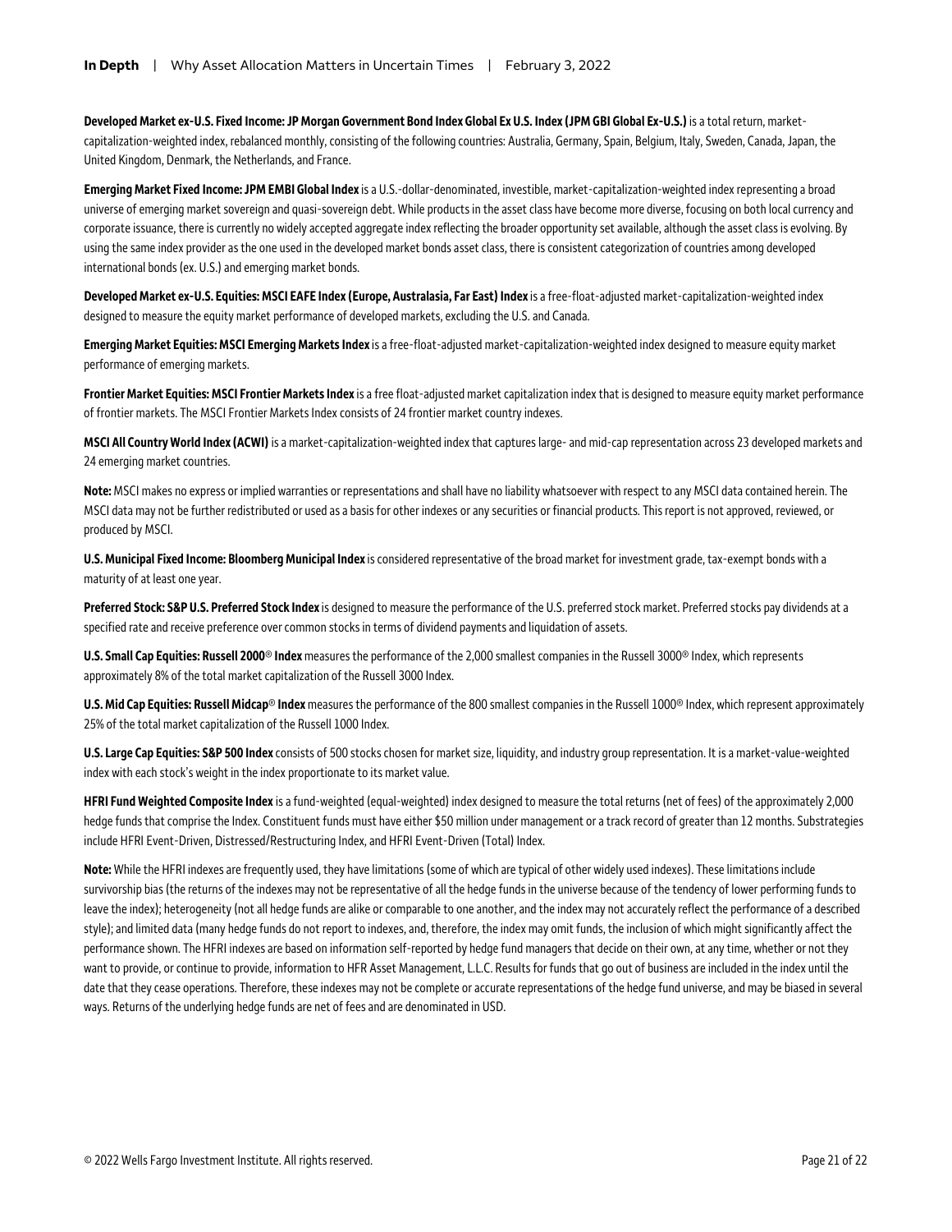**Developed Market ex-U.S. Fixed Income: JP Morgan Government Bond Index Global Ex U.S. Index (JPM GBI Global Ex-U.S.)** is a total return, market-capitalization-weighted index, rebalanced monthly, consisting of the following countries: Australia, Germany, Spain, Belgium, Italy, Sweden, Canada, Japan, the United Kingdom, Denmark, the Netherlands, and France.

**Emerging Market Fixed Income: JPM EMBI Global Index** is a U.S.-dollar-denominated, investible, market-capitalization-weighted index representing a broad universe of emerging market sovereign and quasi-sovereign debt. While products in the asset class have become more diverse, focusing on both local currency and corporate issuance, there is currently no widely accepted aggregate index reflecting the broader opportunity set available, although the asset class is evolving. By using the same index provider as the one used in the developed market bonds asset class, there is consistent categorization of countries among developed international bonds (ex. U.S.) and emerging market bonds.

**Developed Market ex-U.S. Equities: MSCI EAFE Index (Europe, Australasia, Far East) Index** is a free-float-adjusted market-capitalization-weighted index designed to measure the equity market performance of developed markets, excluding the U.S. and Canada.

**Emerging Market Equities: MSCI Emerging Markets Index** is a free-float-adjusted market-capitalization-weighted index designed to measure equity market performance of emerging markets.

**Frontier Market Equities: MSCI Frontier Markets Index** is a free float-adjusted market capitalization index that is designed to measure equity market performance of frontier markets. The MSCI Frontier Markets Index consists of 24 frontier market country indexes.

**MSCI All Country World Index (ACWI)** is a market-capitalization-weighted index that captures large- and mid-cap representation across 23 developed markets and 24 emerging market countries.

**Note:** MSCI makes no express or implied warranties or representations and shall have no liability whatsoever with respect to any MSCI data contained herein. The MSCI data may not be further redistributed or used as a basis for other indexes or any securities or financial products. This report is not approved, reviewed, or produced by MSCI.

**U.S. Municipal Fixed Income: Bloomberg Municipal Index** is considered representative of the broad market for investment grade, tax-exempt bonds with a maturity of at least one year.

**Preferred Stock: S&P U.S. Preferred Stock Index** is designed to measure the performance of the U.S. preferred stock market. Preferred stocks pay dividends at a specified rate and receive preference over common stocks in terms of dividend payments and liquidation of assets.

**U.S. Small Cap Equities: Russell 2000® Index** measures the performance of the 2,000 smallest companies in the Russell 3000® Index, which represents approximately 8% of the total market capitalization of the Russell 3000 Index.

**U.S. Mid Cap Equities: Russell Midcap® Index** measures the performance of the 800 smallest companies in the Russell 1000® Index, which represent approximately 25% of the total market capitalization of the Russell 1000 Index.

**U.S. Large Cap Equities: S&P 500 Index** consists of 500 stocks chosen for market size, liquidity, and industry group representation. It is a market-value-weighted index with each stock's weight in the index proportionate to its market value.

**HFRI Fund Weighted Composite Index** is a fund-weighted (equal-weighted) index designed to measure the total returns (net of fees) of the approximately 2,000 hedge funds that comprise the Index. Constituent funds must have either $50 million under management or a track record of greater than 12 months. Substrategies include HFRI Event-Driven, Distressed/Restructuring Index, and HFRI Event-Driven (Total) Index.

**Note:** While the HFRI indexes are frequently used, they have limitations (some of which are typical of other widely used indexes). These limitations include survivorship bias (the returns of the indexes may not be representative of all the hedge funds in the universe because of the tendency of lower performing funds to leave the index); heterogeneity (not all hedge funds are alike or comparable to one another, and the index may not accurately reflect the performance of a described style); and limited data (many hedge funds do not report to indexes, and, therefore, the index may omit funds, the inclusion of which might significantly affect the performance shown. The HFRI indexes are based on information self-reported by hedge fund managers that decide on their own, at any time, whether or not they want to provide, or continue to provide, information to HFR Asset Management, L.L.C. Results for funds that go out of business are included in the index until the date that they cease operations. Therefore, these indexes may not be complete or accurate representations of the hedge fund universe, and may be biased in several ways. Returns of the underlying hedge funds are net of fees and are denominated in USD.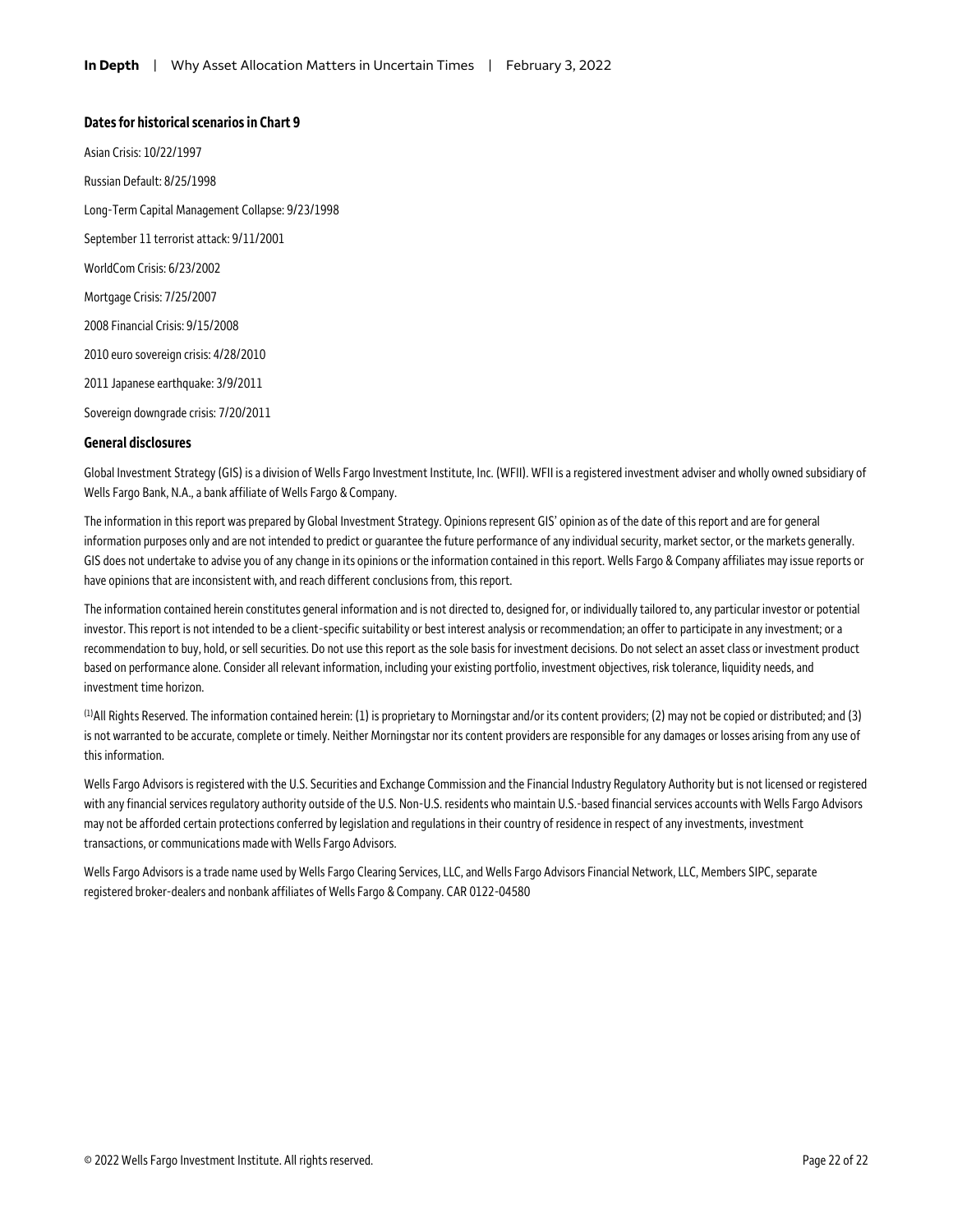### Dates for historical scenarios in Chart 9

Asian Crisis: 10/22/1997

Russian Default: 8/25/1998

Long-Term Capital Management Collapse: 9/23/1998

September 11 terrorist attack: 9/11/2001

WorldCom Crisis: 6/23/2002

Mortgage Crisis: 7/25/2007

2008 Financial Crisis: 9/15/2008

2010 euro sovereign crisis: 4/28/2010

2011 Japanese earthquake: 3/9/2011

Sovereign downgrade crisis: 7/20/2011

### General disclosures

Global Investment Strategy (GIS) is a division of Wells Fargo Investment Institute, Inc. (WFII). WFII is a registered investment adviser and wholly owned subsidiary of Wells Fargo Bank, N.A., a bank affiliate of Wells Fargo & Company.

The information in this report was prepared by Global Investment Strategy. Opinions represent GIS' opinion as of the date of this report and are for general information purposes only and are not intended to predict or guarantee the future performance of any individual security, market sector, or the markets generally. GIS does not undertake to advise you of any change in its opinions or the information contained in this report. Wells Fargo & Company affiliates may issue reports or have opinions that are inconsistent with, and reach different conclusions from, this report.

The information contained herein constitutes general information and is not directed to, designed for, or individually tailored to, any particular investor or potential investor. This report is not intended to be a client-specific suitability or best interest analysis or recommendation; an offer to participate in any investment; or a recommendation to buy, hold, or sell securities. Do not use this report as the sole basis for investment decisions. Do not select an asset class or investment product based on performance alone. Consider all relevant information, including your existing portfolio, investment objectives, risk tolerance, liquidity needs, and investment time horizon.

[1]All Rights Reserved. The information contained herein: (1) is proprietary to Morningstar and/or its content providers; (2) may not be copied or distributed; and (3) is not warranted to be accurate, complete or timely. Neither Morningstar nor its content providers are responsible for any damages or losses arising from any use of this information.

Wells Fargo Advisors is registered with the U.S. Securities and Exchange Commission and the Financial Industry Regulatory Authority but is not licensed or registered with any financial services regulatory authority outside of the U.S. Non-U.S. residents who maintain U.S.-based financial services accounts with Wells Fargo Advisors may not be afforded certain protections conferred by legislation and regulations in their country of residence in respect of any investments, investment transactions, or communications made with Wells Fargo Advisors.

Wells Fargo Advisors is a trade name used by Wells Fargo Clearing Services, LLC, and Wells Fargo Advisors Financial Network, LLC, Members SIPC, separate registered broker-dealers and nonbank affiliates of Wells Fargo & Company. CAR 0122-04580

© 2022 Wells Fargo Investment Institute. All rights reserved.